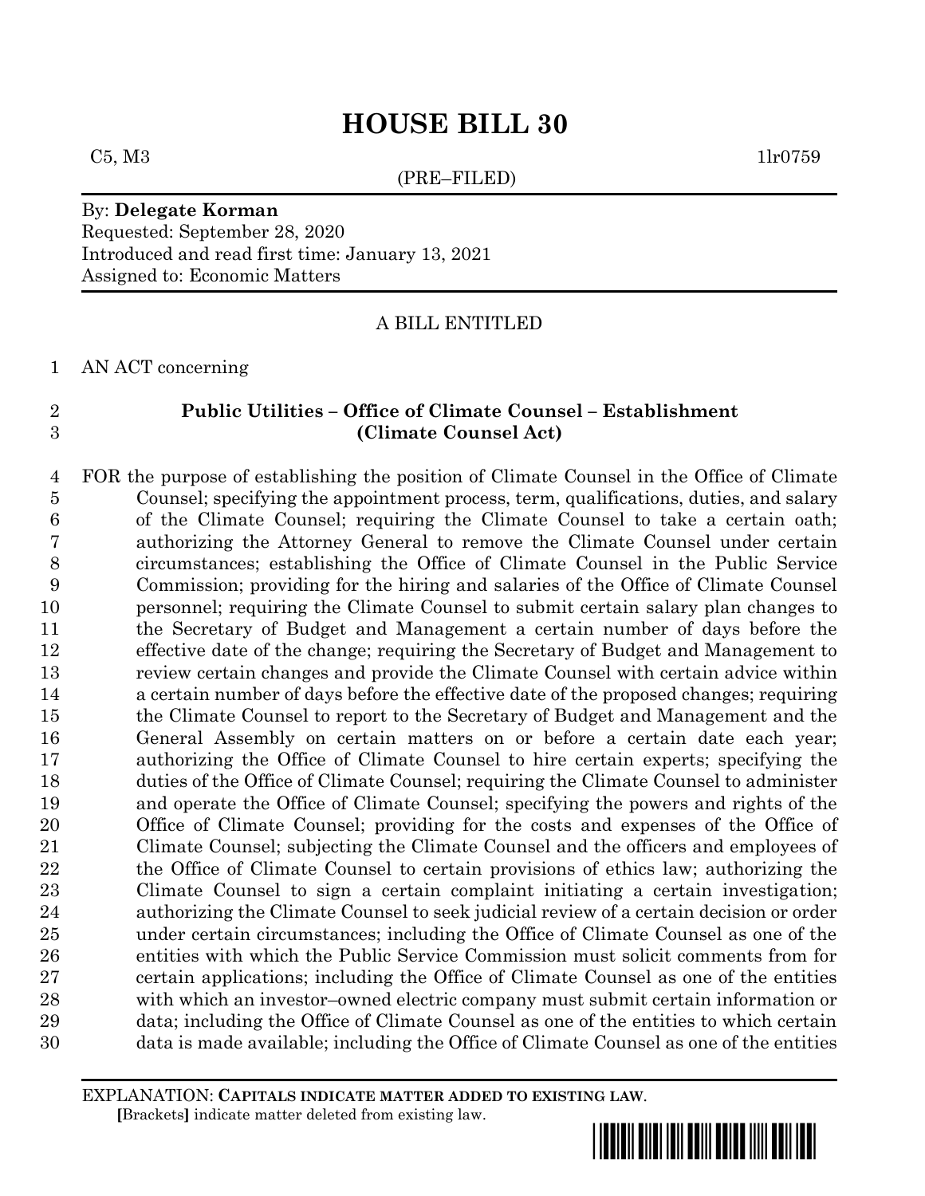# HOUSE BILL 30

C5, M3 1lr0759

(PRE–FILED)

By: **Delegate Korman**
Requested: September 28, 2020
Introduced and read first time: January 13, 2021
Assigned to: Economic Matters

A BILL ENTITLED

AN ACT concerning

**Public Utilities – Office of Climate Counsel – Establishment**
**(Climate Counsel Act)**

FOR the purpose of establishing the position of Climate Counsel in the Office of Climate Counsel; specifying the appointment process, term, qualifications, duties, and salary of the Climate Counsel; requiring the Climate Counsel to take a certain oath; authorizing the Attorney General to remove the Climate Counsel under certain circumstances; establishing the Office of Climate Counsel in the Public Service Commission; providing for the hiring and salaries of the Office of Climate Counsel personnel; requiring the Climate Counsel to submit certain salary plan changes to the Secretary of Budget and Management a certain number of days before the effective date of the change; requiring the Secretary of Budget and Management to review certain changes and provide the Climate Counsel with certain advice within a certain number of days before the effective date of the proposed changes; requiring the Climate Counsel to report to the Secretary of Budget and Management and the General Assembly on certain matters on or before a certain date each year; authorizing the Office of Climate Counsel to hire certain experts; specifying the duties of the Office of Climate Counsel; requiring the Climate Counsel to administer and operate the Office of Climate Counsel; specifying the powers and rights of the Office of Climate Counsel; providing for the costs and expenses of the Office of Climate Counsel; subjecting the Climate Counsel and the officers and employees of the Office of Climate Counsel to certain provisions of ethics law; authorizing the Climate Counsel to sign a certain complaint initiating a certain investigation; authorizing the Climate Counsel to seek judicial review of a certain decision or order under certain circumstances; including the Office of Climate Counsel as one of the entities with which the Public Service Commission must solicit comments from for certain applications; including the Office of Climate Counsel as one of the entities with which an investor–owned electric company must submit certain information or data; including the Office of Climate Counsel as one of the entities to which certain data is made available; including the Office of Climate Counsel as one of the entities

EXPLANATION: **CAPITALS INDICATE MATTER ADDED TO EXISTING LAW**.
**[**Brackets**]** indicate matter deleted from existing law.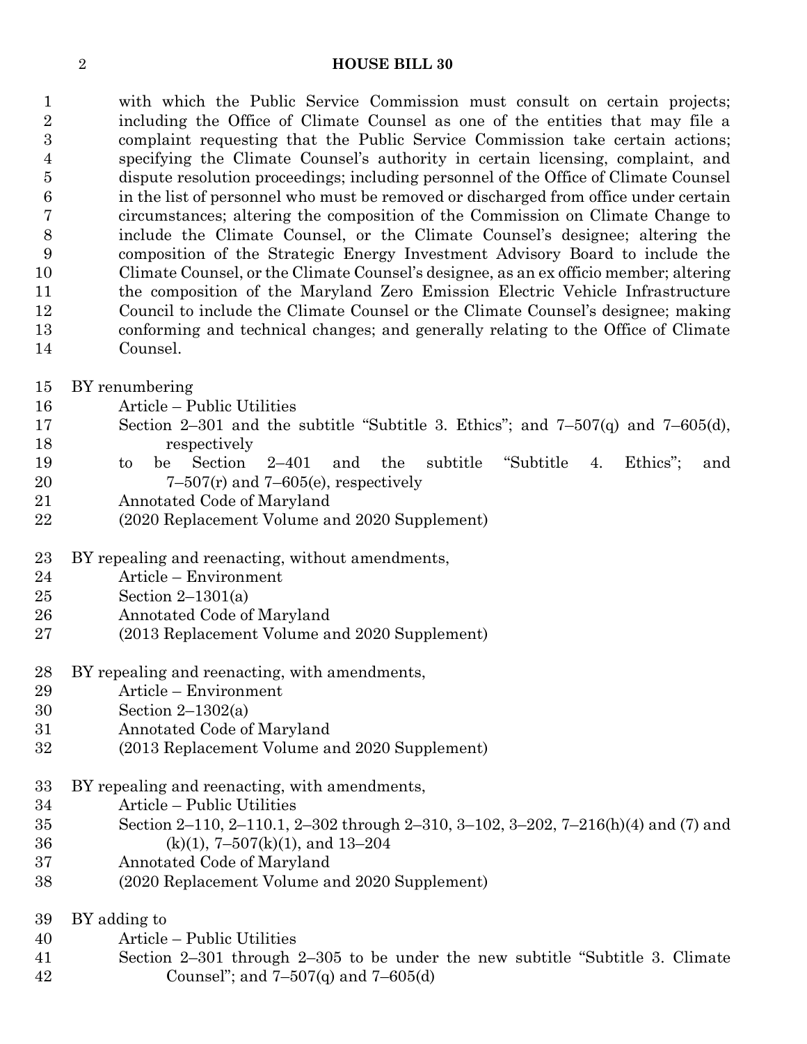with which the Public Service Commission must consult on certain projects; including the Office of Climate Counsel as one of the entities that may file a complaint requesting that the Public Service Commission take certain actions; specifying the Climate Counsel's authority in certain licensing, complaint, and dispute resolution proceedings; including personnel of the Office of Climate Counsel in the list of personnel who must be removed or discharged from office under certain circumstances; altering the composition of the Commission on Climate Change to include the Climate Counsel, or the Climate Counsel's designee; altering the composition of the Strategic Energy Investment Advisory Board to include the Climate Counsel, or the Climate Counsel's designee, as an ex officio member; altering the composition of the Maryland Zero Emission Electric Vehicle Infrastructure Council to include the Climate Counsel or the Climate Counsel's designee; making conforming and technical changes; and generally relating to the Office of Climate Counsel.

BY renumbering
Article – Public Utilities
Section 2–301 and the subtitle "Subtitle 3. Ethics"; and 7–507(q) and 7–605(d), respectively
to be Section 2–401 and the subtitle "Subtitle 4. Ethics"; and 7–507(r) and 7–605(e), respectively
Annotated Code of Maryland
(2020 Replacement Volume and 2020 Supplement)

BY repealing and reenacting, without amendments,
Article – Environment
Section 2–1301(a)
Annotated Code of Maryland
(2013 Replacement Volume and 2020 Supplement)

BY repealing and reenacting, with amendments,
Article – Environment
Section 2–1302(a)
Annotated Code of Maryland
(2013 Replacement Volume and 2020 Supplement)

BY repealing and reenacting, with amendments,
Article – Public Utilities
Section 2–110, 2–110.1, 2–302 through 2–310, 3–102, 3–202, 7–216(h)(4) and (7) and (k)(1), 7–507(k)(1), and 13–204
Annotated Code of Maryland
(2020 Replacement Volume and 2020 Supplement)

BY adding to
Article – Public Utilities
Section 2–301 through 2–305 to be under the new subtitle "Subtitle 3. Climate Counsel"; and 7–507(q) and 7–605(d)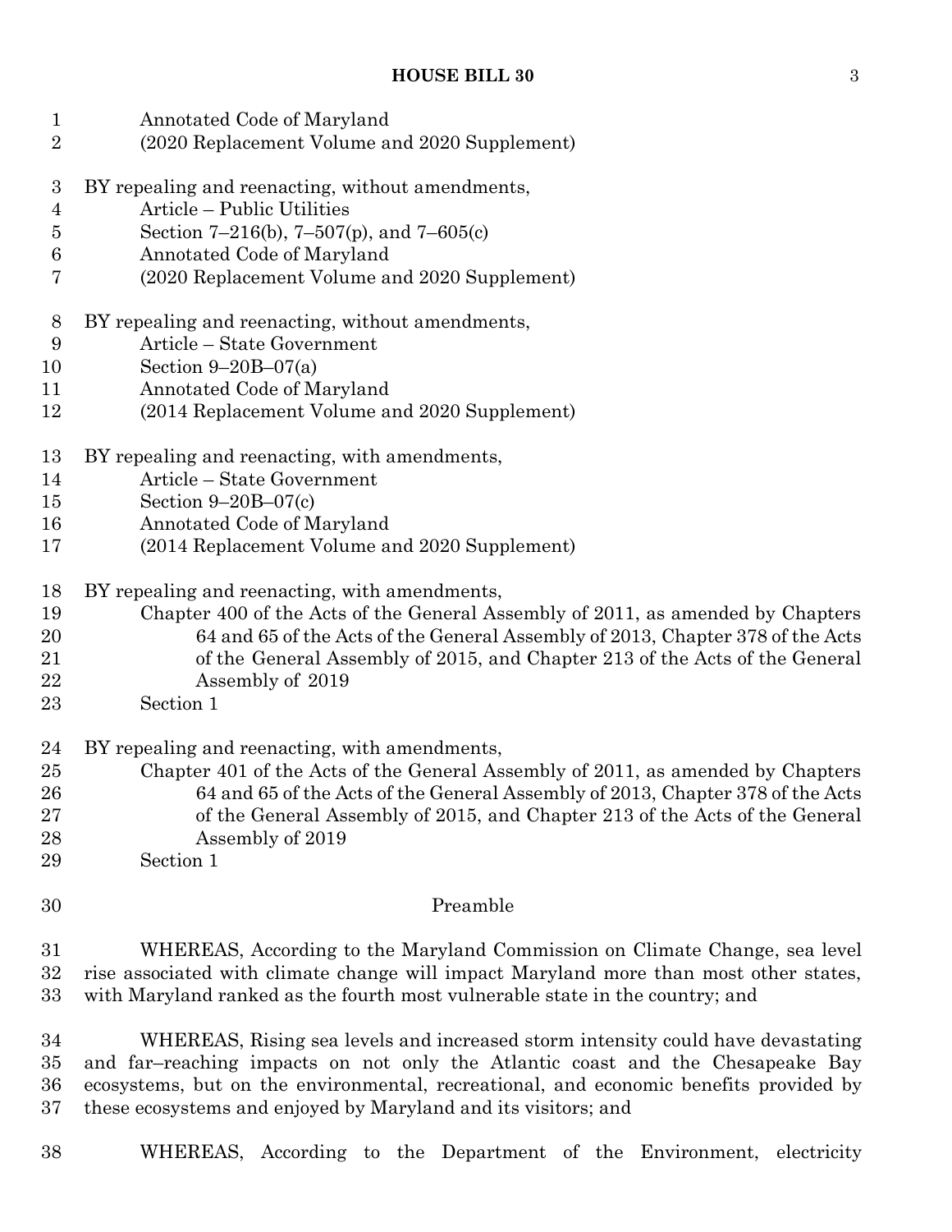Annotated Code of Maryland
(2020 Replacement Volume and 2020 Supplement)

BY repealing and reenacting, without amendments,
Article – Public Utilities
Section 7–216(b), 7–507(p), and 7–605(c)
Annotated Code of Maryland
(2020 Replacement Volume and 2020 Supplement)

BY repealing and reenacting, without amendments,
Article – State Government
Section 9–20B–07(a)
Annotated Code of Maryland
(2014 Replacement Volume and 2020 Supplement)

BY repealing and reenacting, with amendments,
Article – State Government
Section 9–20B–07(c)
Annotated Code of Maryland
(2014 Replacement Volume and 2020 Supplement)

BY repealing and reenacting, with amendments,
Chapter 400 of the Acts of the General Assembly of 2011, as amended by Chapters 64 and 65 of the Acts of the General Assembly of 2013, Chapter 378 of the Acts of the General Assembly of 2015, and Chapter 213 of the Acts of the General Assembly of 2019
Section 1

BY repealing and reenacting, with amendments,
Chapter 401 of the Acts of the General Assembly of 2011, as amended by Chapters 64 and 65 of the Acts of the General Assembly of 2013, Chapter 378 of the Acts of the General Assembly of 2015, and Chapter 213 of the Acts of the General Assembly of 2019
Section 1

Preamble

WHEREAS, According to the Maryland Commission on Climate Change, sea level rise associated with climate change will impact Maryland more than most other states, with Maryland ranked as the fourth most vulnerable state in the country; and

WHEREAS, Rising sea levels and increased storm intensity could have devastating and far–reaching impacts on not only the Atlantic coast and the Chesapeake Bay ecosystems, but on the environmental, recreational, and economic benefits provided by these ecosystems and enjoyed by Maryland and its visitors; and

WHEREAS, According to the Department of the Environment, electricity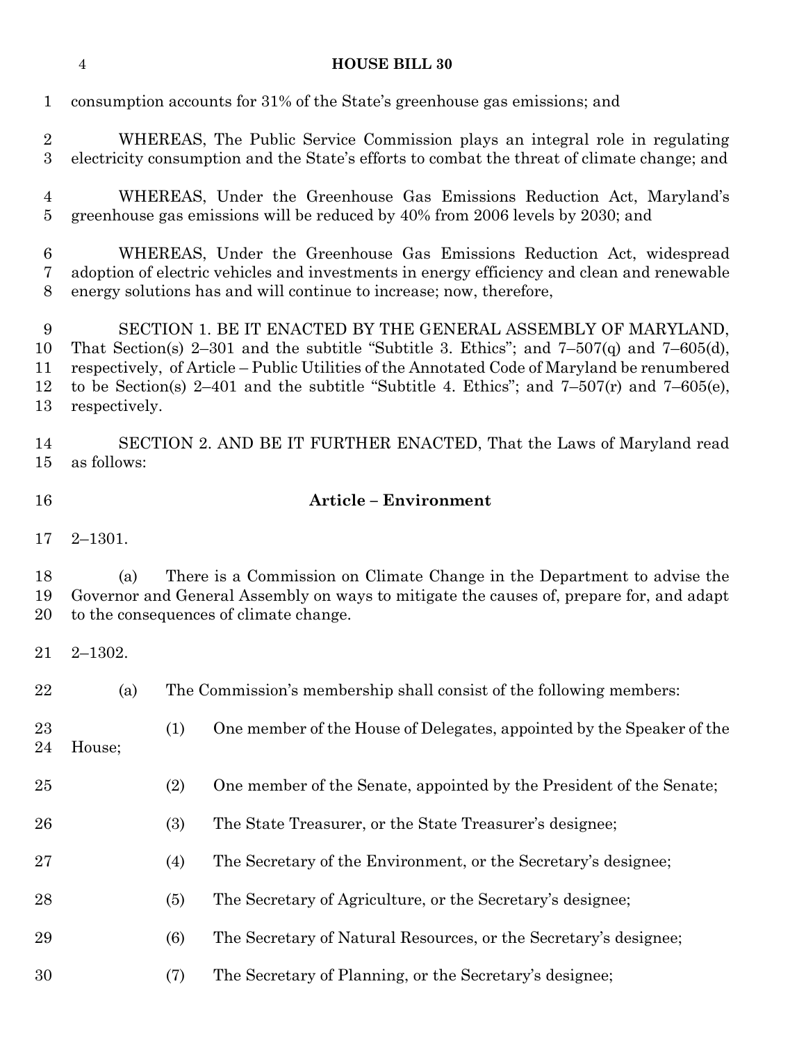consumption accounts for 31% of the State's greenhouse gas emissions; and

WHEREAS, The Public Service Commission plays an integral role in regulating electricity consumption and the State's efforts to combat the threat of climate change; and

WHEREAS, Under the Greenhouse Gas Emissions Reduction Act, Maryland's greenhouse gas emissions will be reduced by 40% from 2006 levels by 2030; and

WHEREAS, Under the Greenhouse Gas Emissions Reduction Act, widespread adoption of electric vehicles and investments in energy efficiency and clean and renewable energy solutions has and will continue to increase; now, therefore,

SECTION 1. BE IT ENACTED BY THE GENERAL ASSEMBLY OF MARYLAND, That Section(s) 2–301 and the subtitle "Subtitle 3. Ethics"; and 7–507(q) and 7–605(d), respectively, of Article – Public Utilities of the Annotated Code of Maryland be renumbered to be Section(s) 2–401 and the subtitle "Subtitle 4. Ethics"; and 7–507(r) and 7–605(e), respectively.

SECTION 2. AND BE IT FURTHER ENACTED, That the Laws of Maryland read as follows:

**Article – Environment**

2–1301.

(a) There is a Commission on Climate Change in the Department to advise the Governor and General Assembly on ways to mitigate the causes of, prepare for, and adapt to the consequences of climate change.

2–1302.

(a) The Commission's membership shall consist of the following members:

(1) One member of the House of Delegates, appointed by the Speaker of the House;

(2) One member of the Senate, appointed by the President of the Senate;

(3) The State Treasurer, or the State Treasurer's designee;

(4) The Secretary of the Environment, or the Secretary's designee;

(5) The Secretary of Agriculture, or the Secretary's designee;

(6) The Secretary of Natural Resources, or the Secretary's designee;

(7) The Secretary of Planning, or the Secretary's designee;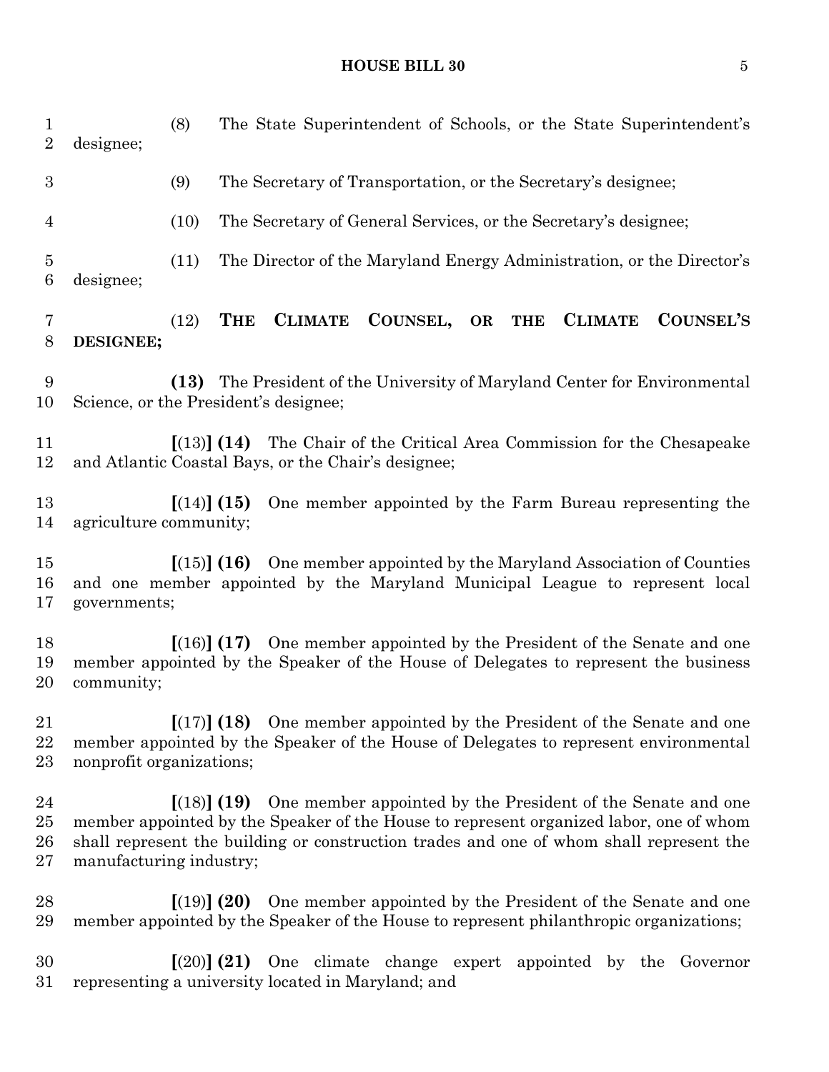(8) The State Superintendent of Schools, or the State Superintendent's designee;

(9) The Secretary of Transportation, or the Secretary's designee;

(10) The Secretary of General Services, or the Secretary's designee;

(11) The Director of the Maryland Energy Administration, or the Director's designee;

(12) **THE CLIMATE COUNSEL, OR THE CLIMATE COUNSEL'S DESIGNEE;**

**(13)** The President of the University of Maryland Center for Environmental Science, or the President's designee;

**[**(13)**] (14)** The Chair of the Critical Area Commission for the Chesapeake and Atlantic Coastal Bays, or the Chair's designee;

**[**(14)**] (15)** One member appointed by the Farm Bureau representing the agriculture community;

**[**(15)**] (16)** One member appointed by the Maryland Association of Counties and one member appointed by the Maryland Municipal League to represent local governments;

**[**(16)**] (17)** One member appointed by the President of the Senate and one member appointed by the Speaker of the House of Delegates to represent the business community;

**[**(17)**] (18)** One member appointed by the President of the Senate and one member appointed by the Speaker of the House of Delegates to represent environmental nonprofit organizations;

**[**(18)**] (19)** One member appointed by the President of the Senate and one member appointed by the Speaker of the House to represent organized labor, one of whom shall represent the building or construction trades and one of whom shall represent the manufacturing industry;

**[**(19)**] (20)** One member appointed by the President of the Senate and one member appointed by the Speaker of the House to represent philanthropic organizations;

**[**(20)**] (21)** One climate change expert appointed by the Governor representing a university located in Maryland; and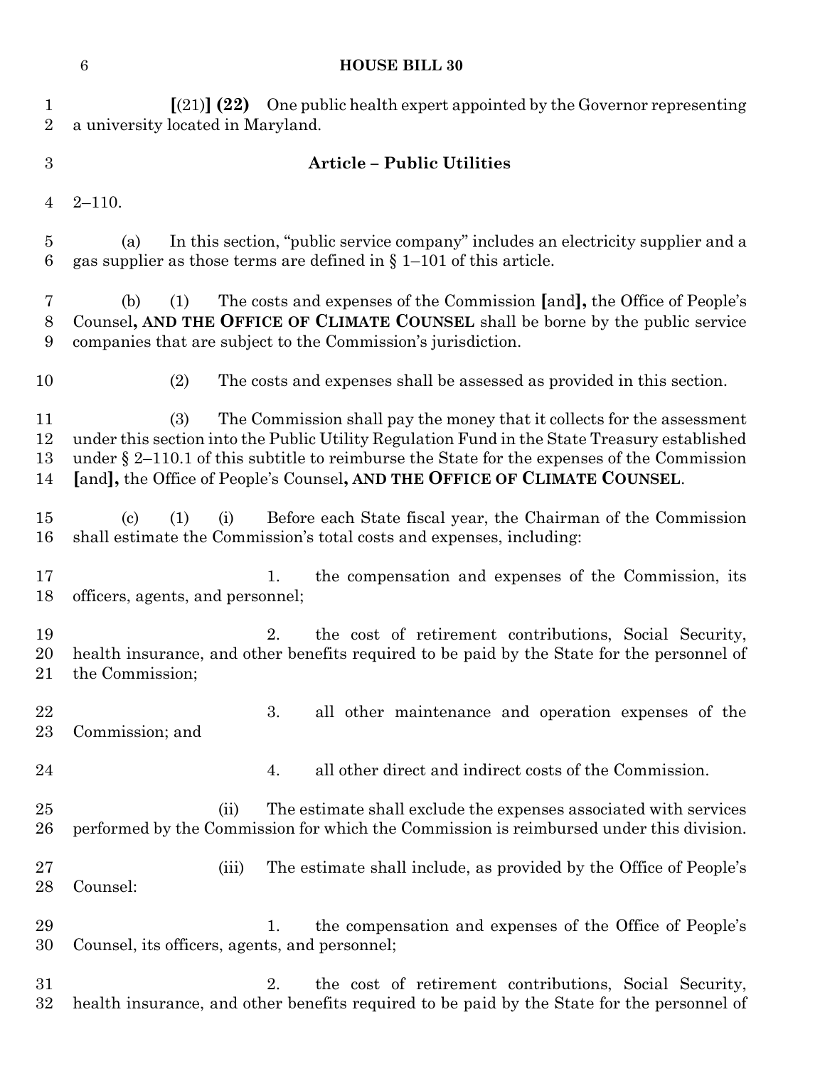[(21)] **(22)** One public health expert appointed by the Governor representing a university located in Maryland.

## Article – Public Utilities

2–110.

(a) In this section, "public service company" includes an electricity supplier and a gas supplier as those terms are defined in § 1–101 of this article.

(b) (1) The costs and expenses of the Commission [and]**,** the Office of People's Counsel**, AND THE OFFICE OF CLIMATE COUNSEL** shall be borne by the public service companies that are subject to the Commission's jurisdiction.

(2) The costs and expenses shall be assessed as provided in this section.

(3) The Commission shall pay the money that it collects for the assessment under this section into the Public Utility Regulation Fund in the State Treasury established under § 2–110.1 of this subtitle to reimburse the State for the expenses of the Commission [and]**,** the Office of People's Counsel**, AND THE OFFICE OF CLIMATE COUNSEL**.

(c) (1) (i) Before each State fiscal year, the Chairman of the Commission shall estimate the Commission's total costs and expenses, including:

1. the compensation and expenses of the Commission, its officers, agents, and personnel;

2. the cost of retirement contributions, Social Security, health insurance, and other benefits required to be paid by the State for the personnel of the Commission;

3. all other maintenance and operation expenses of the Commission; and

4. all other direct and indirect costs of the Commission.

(ii) The estimate shall exclude the expenses associated with services performed by the Commission for which the Commission is reimbursed under this division.

(iii) The estimate shall include, as provided by the Office of People's Counsel:

1. the compensation and expenses of the Office of People's Counsel, its officers, agents, and personnel;

2. the cost of retirement contributions, Social Security, health insurance, and other benefits required to be paid by the State for the personnel of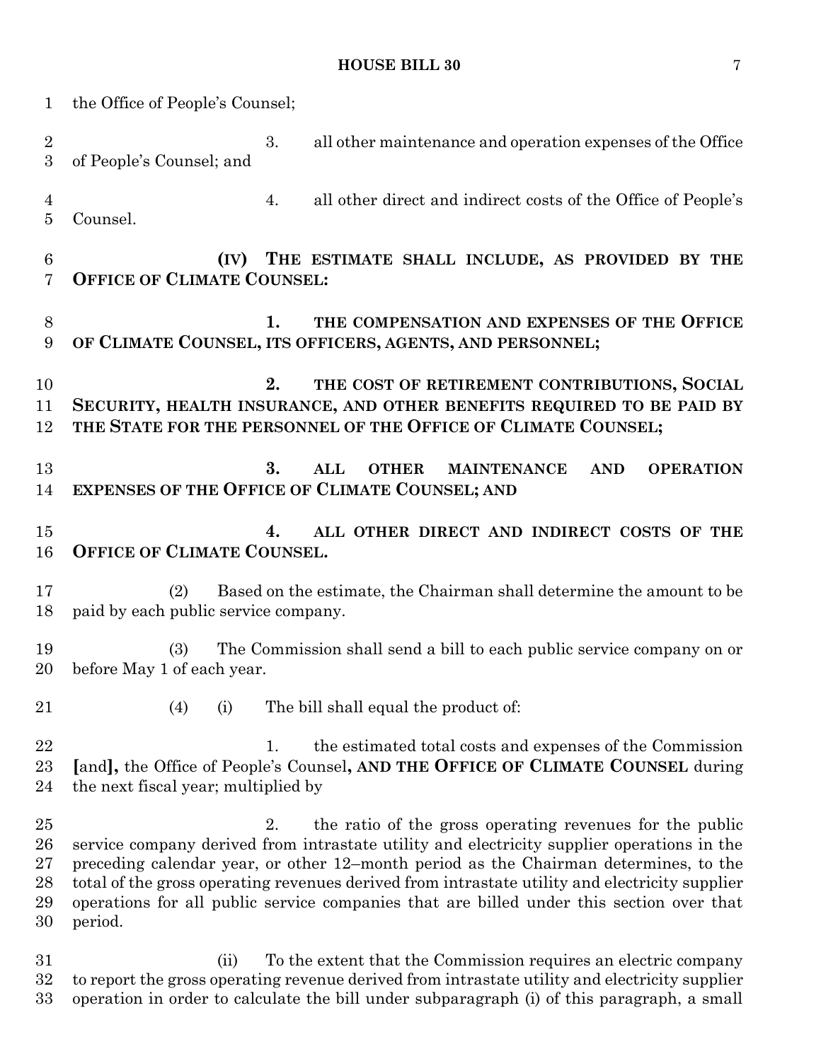the Office of People's Counsel;

3. all other maintenance and operation expenses of the Office of People's Counsel; and

4. all other direct and indirect costs of the Office of People's Counsel.

**(IV) THE ESTIMATE SHALL INCLUDE, AS PROVIDED BY THE OFFICE OF CLIMATE COUNSEL:**

**1. THE COMPENSATION AND EXPENSES OF THE OFFICE OF CLIMATE COUNSEL, ITS OFFICERS, AGENTS, AND PERSONNEL;**

**2. THE COST OF RETIREMENT CONTRIBUTIONS, SOCIAL SECURITY, HEALTH INSURANCE, AND OTHER BENEFITS REQUIRED TO BE PAID BY THE STATE FOR THE PERSONNEL OF THE OFFICE OF CLIMATE COUNSEL;**

**3. ALL OTHER MAINTENANCE AND OPERATION EXPENSES OF THE OFFICE OF CLIMATE COUNSEL; AND**

**4. ALL OTHER DIRECT AND INDIRECT COSTS OF THE OFFICE OF CLIMATE COUNSEL.**

(2) Based on the estimate, the Chairman shall determine the amount to be paid by each public service company.

(3) The Commission shall send a bill to each public service company on or before May 1 of each year.

(4) (i) The bill shall equal the product of:

1. the estimated total costs and expenses of the Commission **[**and**]**, the Office of People's Counsel**, AND THE OFFICE OF CLIMATE COUNSEL** during the next fiscal year; multiplied by

2. the ratio of the gross operating revenues for the public service company derived from intrastate utility and electricity supplier operations in the preceding calendar year, or other 12–month period as the Chairman determines, to the total of the gross operating revenues derived from intrastate utility and electricity supplier operations for all public service companies that are billed under this section over that period.

(ii) To the extent that the Commission requires an electric company to report the gross operating revenue derived from intrastate utility and electricity supplier operation in order to calculate the bill under subparagraph (i) of this paragraph, a small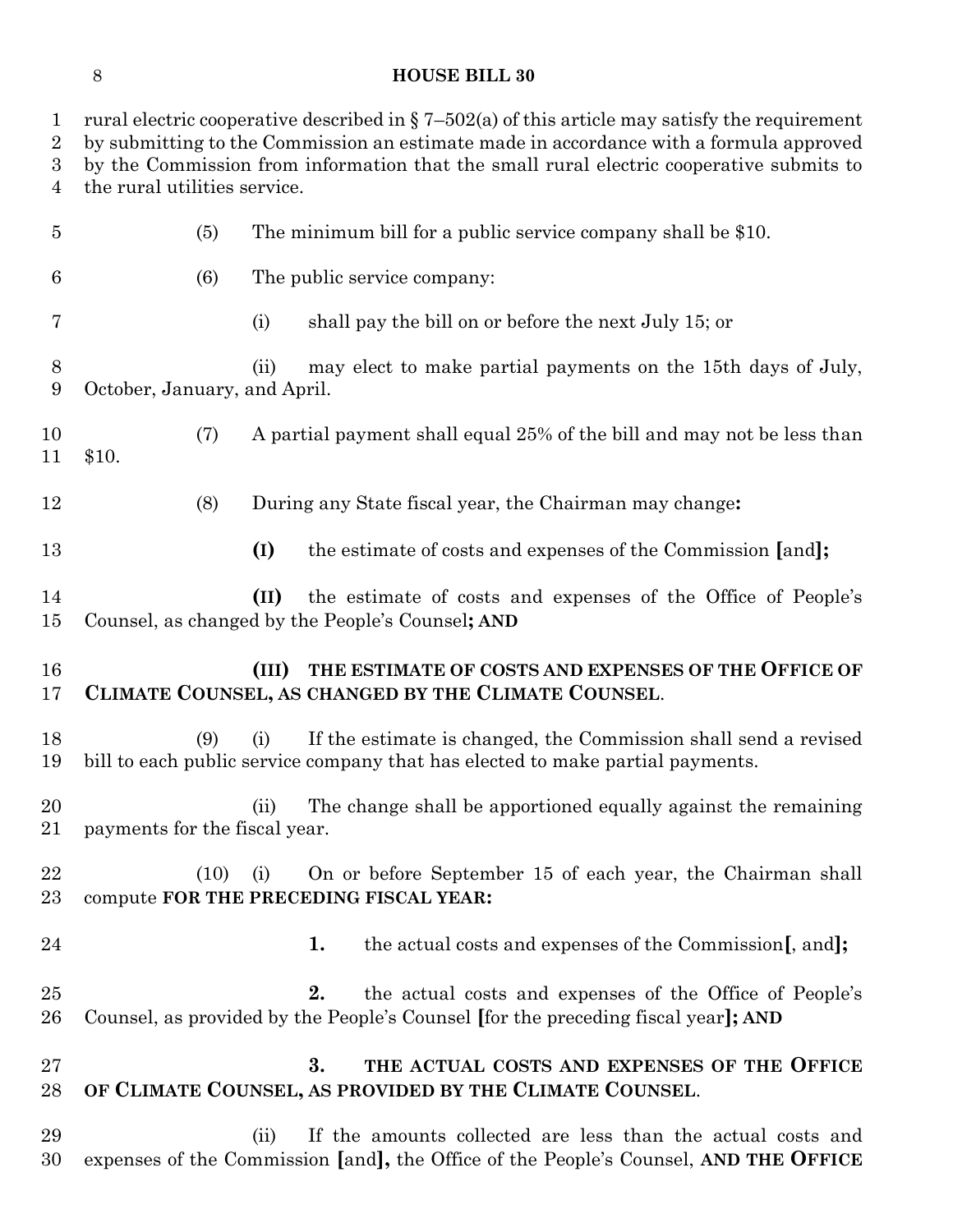rural electric cooperative described in § 7–502(a) of this article may satisfy the requirement by submitting to the Commission an estimate made in accordance with a formula approved by the Commission from information that the small rural electric cooperative submits to the rural utilities service.

(5) The minimum bill for a public service company shall be $10.

(6) The public service company:

(i) shall pay the bill on or before the next July 15; or

(ii) may elect to make partial payments on the 15th days of July, October, January, and April.

(7) A partial payment shall equal 25% of the bill and may not be less than $10.

(8) During any State fiscal year, the Chairman may change**:**

**(I)** the estimate of costs and expenses of the Commission **[**and**];**

**(II)** the estimate of costs and expenses of the Office of People's Counsel, as changed by the People's Counsel**; AND**

**(III) THE ESTIMATE OF COSTS AND EXPENSES OF THE OFFICE OF CLIMATE COUNSEL, AS CHANGED BY THE CLIMATE COUNSEL**.

(9) (i) If the estimate is changed, the Commission shall send a revised bill to each public service company that has elected to make partial payments.

(ii) The change shall be apportioned equally against the remaining payments for the fiscal year.

(10) (i) On or before September 15 of each year, the Chairman shall compute **FOR THE PRECEDING FISCAL YEAR:**

**1.** the actual costs and expenses of the Commission**[**, and**];**

**2.** the actual costs and expenses of the Office of People's Counsel, as provided by the People's Counsel **[**for the preceding fiscal year**]; AND**

**3. THE ACTUAL COSTS AND EXPENSES OF THE OFFICE OF CLIMATE COUNSEL, AS PROVIDED BY THE CLIMATE COUNSEL**.

(ii) If the amounts collected are less than the actual costs and expenses of the Commission **[**and**],** the Office of the People's Counsel, **AND THE OFFICE**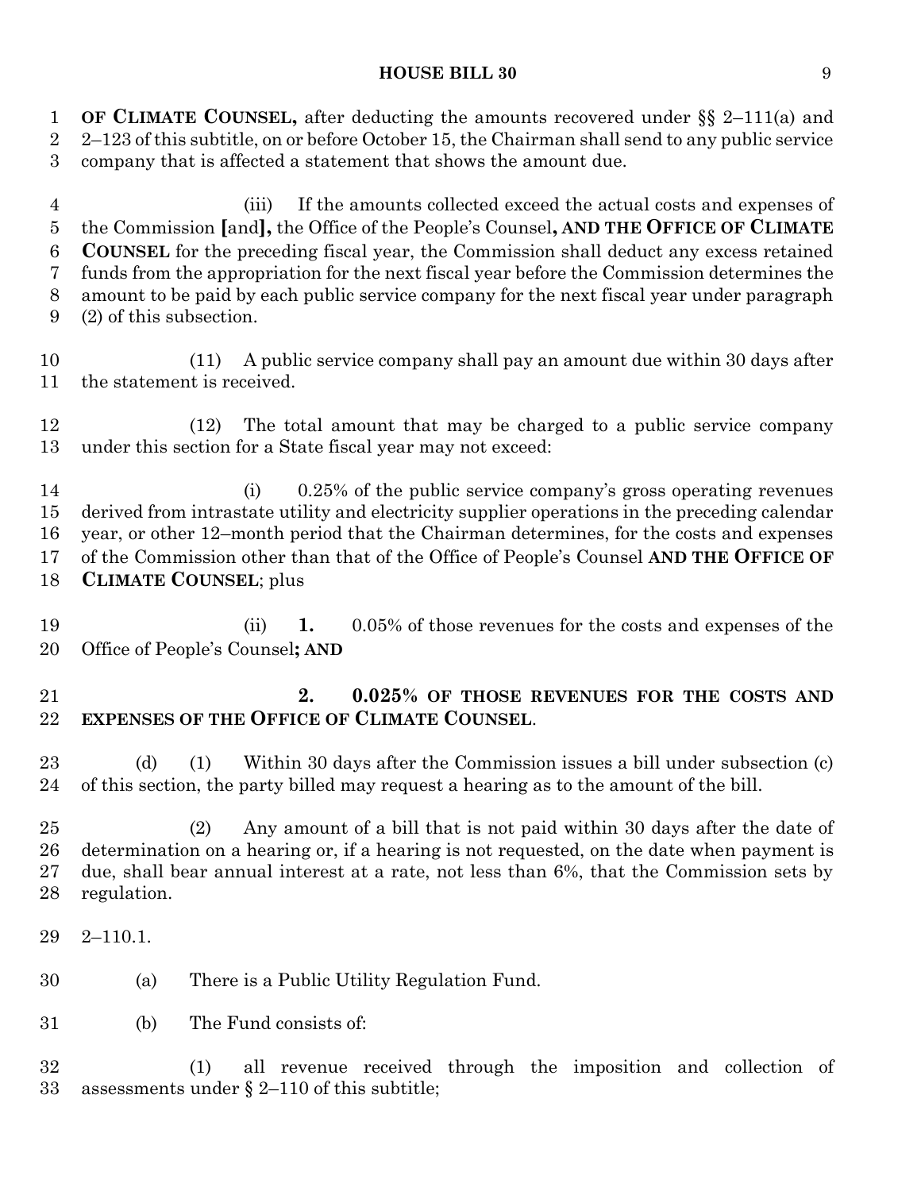**OF CLIMATE COUNSEL,** after deducting the amounts recovered under §§ 2–111(a) and 2–123 of this subtitle, on or before October 15, the Chairman shall send to any public service company that is affected a statement that shows the amount due.

(iii) If the amounts collected exceed the actual costs and expenses of the Commission **[**and**],** the Office of the People's Counsel**, AND THE OFFICE OF CLIMATE COUNSEL** for the preceding fiscal year, the Commission shall deduct any excess retained funds from the appropriation for the next fiscal year before the Commission determines the amount to be paid by each public service company for the next fiscal year under paragraph (2) of this subsection.

(11) A public service company shall pay an amount due within 30 days after the statement is received.

(12) The total amount that may be charged to a public service company under this section for a State fiscal year may not exceed:

(i) 0.25% of the public service company's gross operating revenues derived from intrastate utility and electricity supplier operations in the preceding calendar year, or other 12–month period that the Chairman determines, for the costs and expenses of the Commission other than that of the Office of People's Counsel **AND THE OFFICE OF CLIMATE COUNSEL**; plus

(ii) **1.** 0.05% of those revenues for the costs and expenses of the Office of People's Counsel**; AND**

**2. 0.025% OF THOSE REVENUES FOR THE COSTS AND EXPENSES OF THE OFFICE OF CLIMATE COUNSEL**.

(d) (1) Within 30 days after the Commission issues a bill under subsection (c) of this section, the party billed may request a hearing as to the amount of the bill.

(2) Any amount of a bill that is not paid within 30 days after the date of determination on a hearing or, if a hearing is not requested, on the date when payment is due, shall bear annual interest at a rate, not less than 6%, that the Commission sets by regulation.

2–110.1.

(a) There is a Public Utility Regulation Fund.

(b) The Fund consists of:

(1) all revenue received through the imposition and collection of assessments under § 2–110 of this subtitle;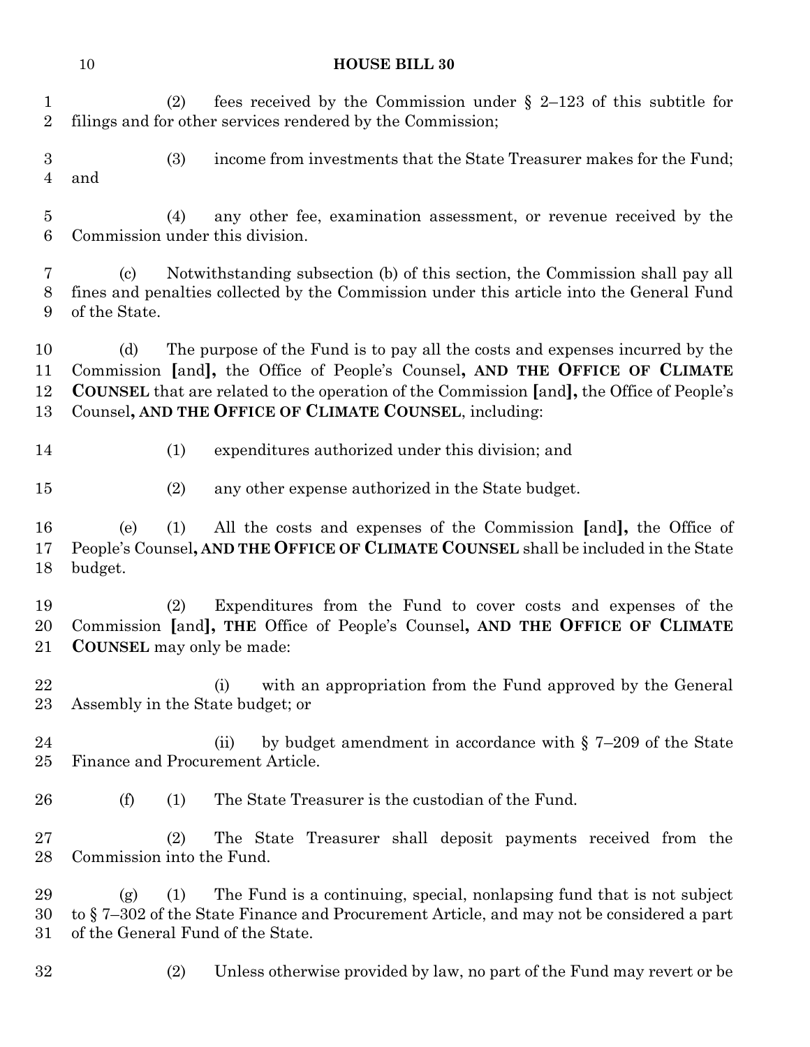(2) fees received by the Commission under § 2–123 of this subtitle for filings and for other services rendered by the Commission;

(3) income from investments that the State Treasurer makes for the Fund; and

(4) any other fee, examination assessment, or revenue received by the Commission under this division.

(c) Notwithstanding subsection (b) of this section, the Commission shall pay all fines and penalties collected by the Commission under this article into the General Fund of the State.

(d) The purpose of the Fund is to pay all the costs and expenses incurred by the Commission [and]**,** the Office of People's Counsel**, AND THE OFFICE OF CLIMATE COUNSEL** that are related to the operation of the Commission [and]**,** the Office of People's Counsel**, AND THE OFFICE OF CLIMATE COUNSEL**, including:

(1) expenditures authorized under this division; and

(2) any other expense authorized in the State budget.

(e) (1) All the costs and expenses of the Commission [and]**,** the Office of People's Counsel**, AND THE OFFICE OF CLIMATE COUNSEL** shall be included in the State budget.

(2) Expenditures from the Fund to cover costs and expenses of the Commission [and]**, THE** Office of People's Counsel**, AND THE OFFICE OF CLIMATE COUNSEL** may only be made:

(i) with an appropriation from the Fund approved by the General Assembly in the State budget; or

(ii) by budget amendment in accordance with § 7–209 of the State Finance and Procurement Article.

(f) (1) The State Treasurer is the custodian of the Fund.

(2) The State Treasurer shall deposit payments received from the Commission into the Fund.

(g) (1) The Fund is a continuing, special, nonlapsing fund that is not subject to § 7–302 of the State Finance and Procurement Article, and may not be considered a part of the General Fund of the State.

(2) Unless otherwise provided by law, no part of the Fund may revert or be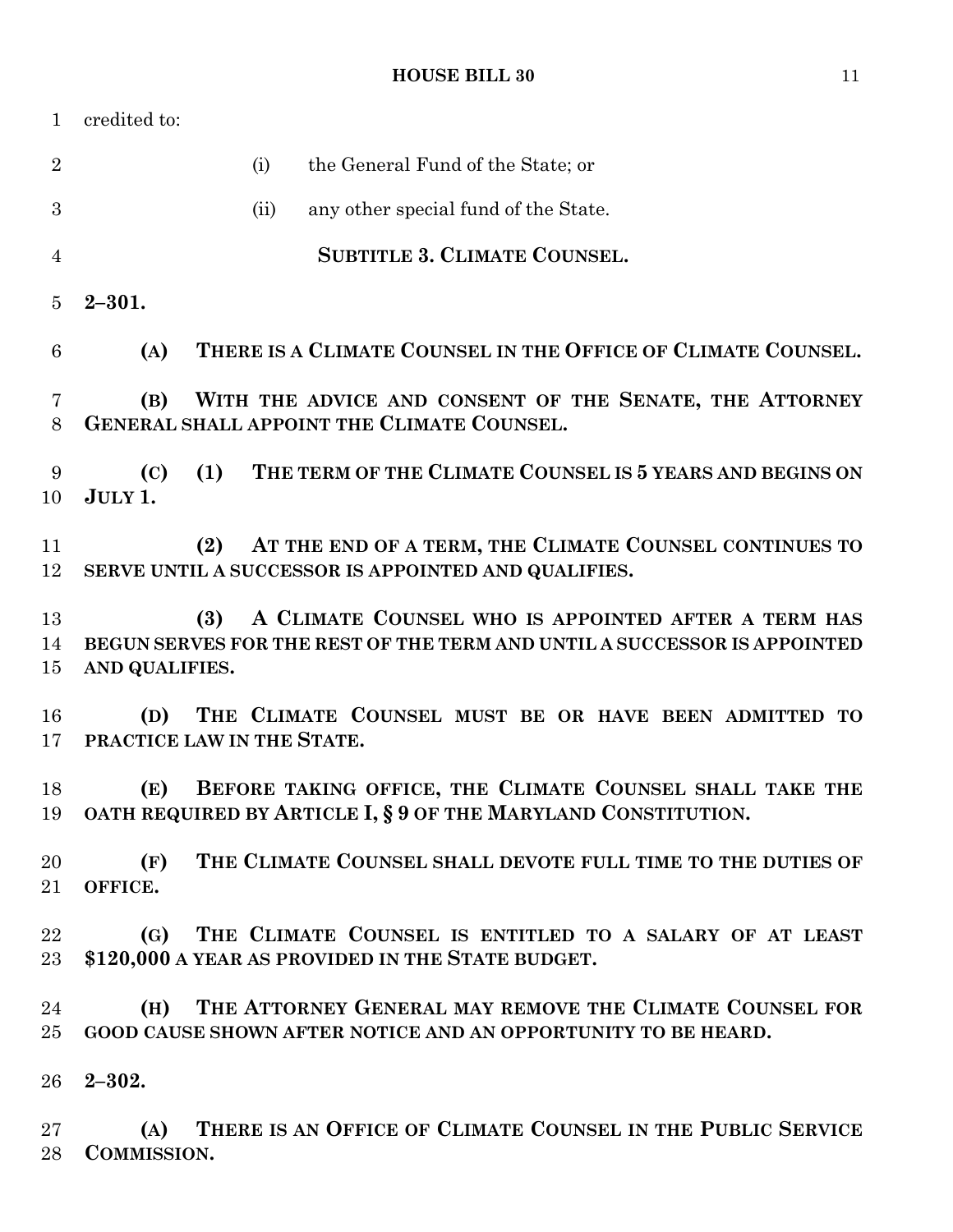credited to:

(i) the General Fund of the State; or

(ii) any other special fund of the State.

**SUBTITLE 3. CLIMATE COUNSEL.**

**2–301.**

**(A) THERE IS A CLIMATE COUNSEL IN THE OFFICE OF CLIMATE COUNSEL.**

**(B) WITH THE ADVICE AND CONSENT OF THE SENATE, THE ATTORNEY GENERAL SHALL APPOINT THE CLIMATE COUNSEL.**

**(C) (1) THE TERM OF THE CLIMATE COUNSEL IS 5 YEARS AND BEGINS ON JULY 1.**

**(2) AT THE END OF A TERM, THE CLIMATE COUNSEL CONTINUES TO SERVE UNTIL A SUCCESSOR IS APPOINTED AND QUALIFIES.**

**(3) A CLIMATE COUNSEL WHO IS APPOINTED AFTER A TERM HAS BEGUN SERVES FOR THE REST OF THE TERM AND UNTIL A SUCCESSOR IS APPOINTED AND QUALIFIES.**

**(D) THE CLIMATE COUNSEL MUST BE OR HAVE BEEN ADMITTED TO PRACTICE LAW IN THE STATE.**

**(E) BEFORE TAKING OFFICE, THE CLIMATE COUNSEL SHALL TAKE THE OATH REQUIRED BY ARTICLE I, § 9 OF THE MARYLAND CONSTITUTION.**

**(F) THE CLIMATE COUNSEL SHALL DEVOTE FULL TIME TO THE DUTIES OF OFFICE.**

**(G) THE CLIMATE COUNSEL IS ENTITLED TO A SALARY OF AT LEAST $120,000 A YEAR AS PROVIDED IN THE STATE BUDGET.**

**(H) THE ATTORNEY GENERAL MAY REMOVE THE CLIMATE COUNSEL FOR GOOD CAUSE SHOWN AFTER NOTICE AND AN OPPORTUNITY TO BE HEARD.**

**2–302.**

**(A) THERE IS AN OFFICE OF CLIMATE COUNSEL IN THE PUBLIC SERVICE COMMISSION.**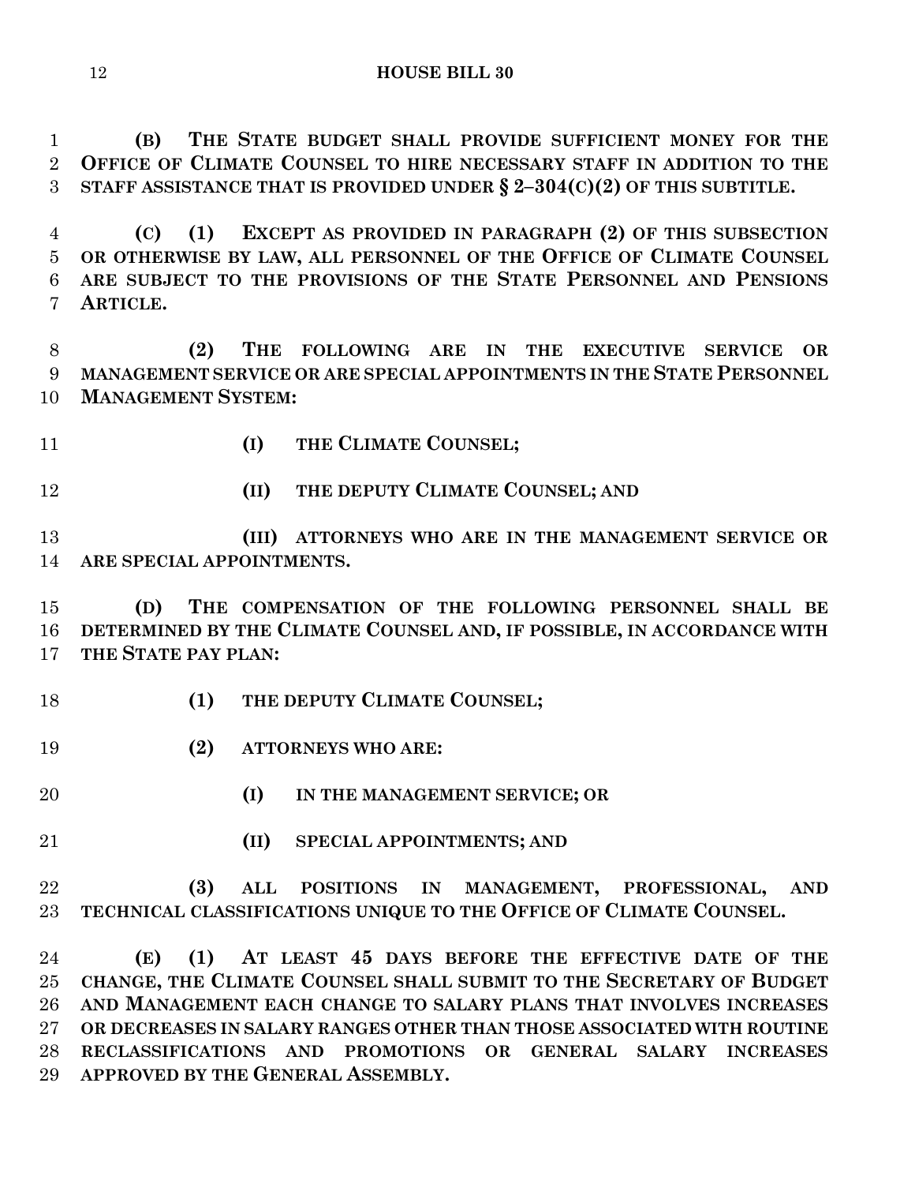**(B) THE STATE BUDGET SHALL PROVIDE SUFFICIENT MONEY FOR THE OFFICE OF CLIMATE COUNSEL TO HIRE NECESSARY STAFF IN ADDITION TO THE STAFF ASSISTANCE THAT IS PROVIDED UNDER § 2–304(C)(2) OF THIS SUBTITLE.**

**(C) (1) EXCEPT AS PROVIDED IN PARAGRAPH (2) OF THIS SUBSECTION OR OTHERWISE BY LAW, ALL PERSONNEL OF THE OFFICE OF CLIMATE COUNSEL ARE SUBJECT TO THE PROVISIONS OF THE STATE PERSONNEL AND PENSIONS ARTICLE.**

**(2) THE FOLLOWING ARE IN THE EXECUTIVE SERVICE OR MANAGEMENT SERVICE OR ARE SPECIAL APPOINTMENTS IN THE STATE PERSONNEL MANAGEMENT SYSTEM:**

**(I) THE CLIMATE COUNSEL;**

**(II) THE DEPUTY CLIMATE COUNSEL; AND**

**(III) ATTORNEYS WHO ARE IN THE MANAGEMENT SERVICE OR ARE SPECIAL APPOINTMENTS.**

**(D) THE COMPENSATION OF THE FOLLOWING PERSONNEL SHALL BE DETERMINED BY THE CLIMATE COUNSEL AND, IF POSSIBLE, IN ACCORDANCE WITH THE STATE PAY PLAN:**

**(1) THE DEPUTY CLIMATE COUNSEL;**

**(2) ATTORNEYS WHO ARE:**

**(I) IN THE MANAGEMENT SERVICE; OR**

**(II) SPECIAL APPOINTMENTS; AND**

**(3) ALL POSITIONS IN MANAGEMENT, PROFESSIONAL, AND TECHNICAL CLASSIFICATIONS UNIQUE TO THE OFFICE OF CLIMATE COUNSEL.**

**(E) (1) AT LEAST 45 DAYS BEFORE THE EFFECTIVE DATE OF THE CHANGE, THE CLIMATE COUNSEL SHALL SUBMIT TO THE SECRETARY OF BUDGET AND MANAGEMENT EACH CHANGE TO SALARY PLANS THAT INVOLVES INCREASES OR DECREASES IN SALARY RANGES OTHER THAN THOSE ASSOCIATED WITH ROUTINE RECLASSIFICATIONS AND PROMOTIONS OR GENERAL SALARY INCREASES APPROVED BY THE GENERAL ASSEMBLY.**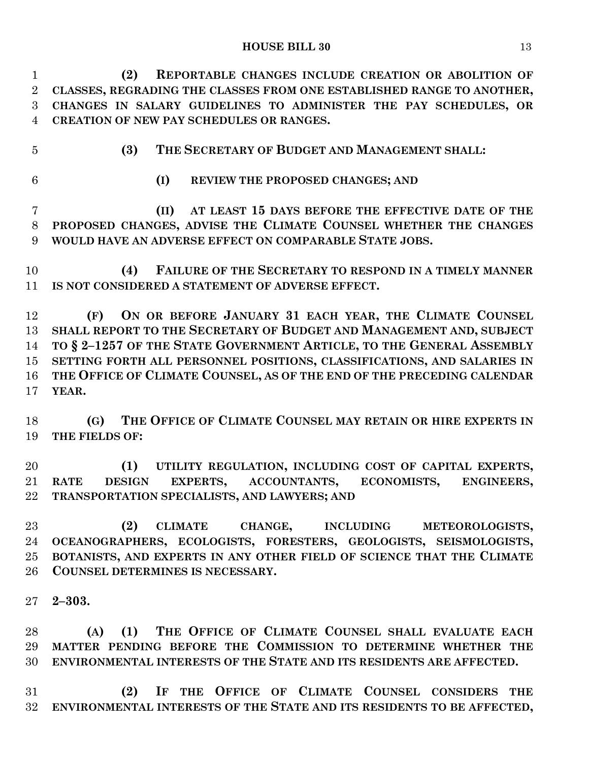**(2) REPORTABLE CHANGES INCLUDE CREATION OR ABOLITION OF CLASSES, REGRADING THE CLASSES FROM ONE ESTABLISHED RANGE TO ANOTHER, CHANGES IN SALARY GUIDELINES TO ADMINISTER THE PAY SCHEDULES, OR CREATION OF NEW PAY SCHEDULES OR RANGES.**

**(3) THE SECRETARY OF BUDGET AND MANAGEMENT SHALL:**

**(I) REVIEW THE PROPOSED CHANGES; AND**

**(II) AT LEAST 15 DAYS BEFORE THE EFFECTIVE DATE OF THE PROPOSED CHANGES, ADVISE THE CLIMATE COUNSEL WHETHER THE CHANGES WOULD HAVE AN ADVERSE EFFECT ON COMPARABLE STATE JOBS.**

**(4) FAILURE OF THE SECRETARY TO RESPOND IN A TIMELY MANNER IS NOT CONSIDERED A STATEMENT OF ADVERSE EFFECT.**

**(F) ON OR BEFORE JANUARY 31 EACH YEAR, THE CLIMATE COUNSEL SHALL REPORT TO THE SECRETARY OF BUDGET AND MANAGEMENT AND, SUBJECT TO § 2–1257 OF THE STATE GOVERNMENT ARTICLE, TO THE GENERAL ASSEMBLY SETTING FORTH ALL PERSONNEL POSITIONS, CLASSIFICATIONS, AND SALARIES IN THE OFFICE OF CLIMATE COUNSEL, AS OF THE END OF THE PRECEDING CALENDAR YEAR.**

**(G) THE OFFICE OF CLIMATE COUNSEL MAY RETAIN OR HIRE EXPERTS IN THE FIELDS OF:**

**(1) UTILITY REGULATION, INCLUDING COST OF CAPITAL EXPERTS, RATE DESIGN EXPERTS, ACCOUNTANTS, ECONOMISTS, ENGINEERS, TRANSPORTATION SPECIALISTS, AND LAWYERS; AND**

**(2) CLIMATE CHANGE, INCLUDING METEOROLOGISTS, OCEANOGRAPHERS, ECOLOGISTS, FORESTERS, GEOLOGISTS, SEISMOLOGISTS, BOTANISTS, AND EXPERTS IN ANY OTHER FIELD OF SCIENCE THAT THE CLIMATE COUNSEL DETERMINES IS NECESSARY.**

**2–303.**

**(A) (1) THE OFFICE OF CLIMATE COUNSEL SHALL EVALUATE EACH MATTER PENDING BEFORE THE COMMISSION TO DETERMINE WHETHER THE ENVIRONMENTAL INTERESTS OF THE STATE AND ITS RESIDENTS ARE AFFECTED.**

**(2) IF THE OFFICE OF CLIMATE COUNSEL CONSIDERS THE ENVIRONMENTAL INTERESTS OF THE STATE AND ITS RESIDENTS TO BE AFFECTED,**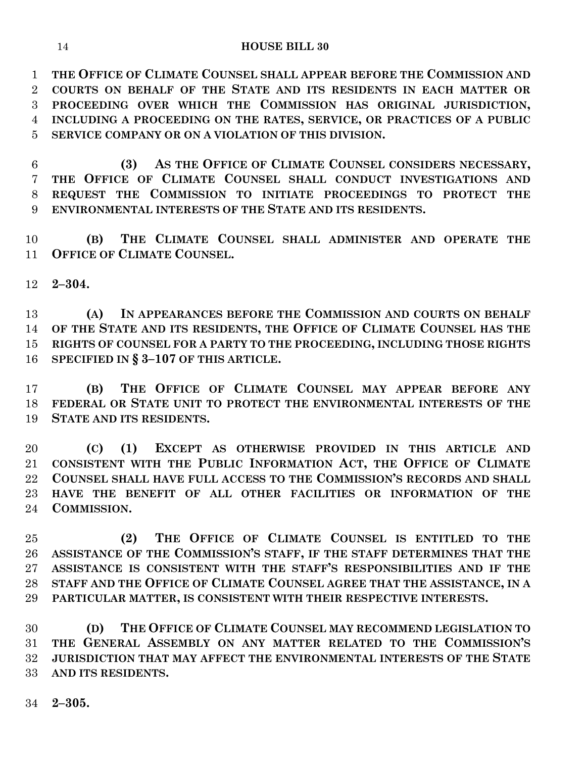**THE OFFICE OF CLIMATE COUNSEL SHALL APPEAR BEFORE THE COMMISSION AND COURTS ON BEHALF OF THE STATE AND ITS RESIDENTS IN EACH MATTER OR PROCEEDING OVER WHICH THE COMMISSION HAS ORIGINAL JURISDICTION, INCLUDING A PROCEEDING ON THE RATES, SERVICE, OR PRACTICES OF A PUBLIC SERVICE COMPANY OR ON A VIOLATION OF THIS DIVISION.**

**(3) AS THE OFFICE OF CLIMATE COUNSEL CONSIDERS NECESSARY, THE OFFICE OF CLIMATE COUNSEL SHALL CONDUCT INVESTIGATIONS AND REQUEST THE COMMISSION TO INITIATE PROCEEDINGS TO PROTECT THE ENVIRONMENTAL INTERESTS OF THE STATE AND ITS RESIDENTS.**

**(B) THE CLIMATE COUNSEL SHALL ADMINISTER AND OPERATE THE OFFICE OF CLIMATE COUNSEL.**

**2–304.**

**(A) IN APPEARANCES BEFORE THE COMMISSION AND COURTS ON BEHALF OF THE STATE AND ITS RESIDENTS, THE OFFICE OF CLIMATE COUNSEL HAS THE RIGHTS OF COUNSEL FOR A PARTY TO THE PROCEEDING, INCLUDING THOSE RIGHTS SPECIFIED IN § 3–107 OF THIS ARTICLE.**

**(B) THE OFFICE OF CLIMATE COUNSEL MAY APPEAR BEFORE ANY FEDERAL OR STATE UNIT TO PROTECT THE ENVIRONMENTAL INTERESTS OF THE STATE AND ITS RESIDENTS.**

**(C) (1) EXCEPT AS OTHERWISE PROVIDED IN THIS ARTICLE AND CONSISTENT WITH THE PUBLIC INFORMATION ACT, THE OFFICE OF CLIMATE COUNSEL SHALL HAVE FULL ACCESS TO THE COMMISSION'S RECORDS AND SHALL HAVE THE BENEFIT OF ALL OTHER FACILITIES OR INFORMATION OF THE COMMISSION.**

**(2) THE OFFICE OF CLIMATE COUNSEL IS ENTITLED TO THE ASSISTANCE OF THE COMMISSION'S STAFF, IF THE STAFF DETERMINES THAT THE ASSISTANCE IS CONSISTENT WITH THE STAFF'S RESPONSIBILITIES AND IF THE STAFF AND THE OFFICE OF CLIMATE COUNSEL AGREE THAT THE ASSISTANCE, IN A PARTICULAR MATTER, IS CONSISTENT WITH THEIR RESPECTIVE INTERESTS.**

**(D) THE OFFICE OF CLIMATE COUNSEL MAY RECOMMEND LEGISLATION TO THE GENERAL ASSEMBLY ON ANY MATTER RELATED TO THE COMMISSION'S JURISDICTION THAT MAY AFFECT THE ENVIRONMENTAL INTERESTS OF THE STATE AND ITS RESIDENTS.**

**2–305.**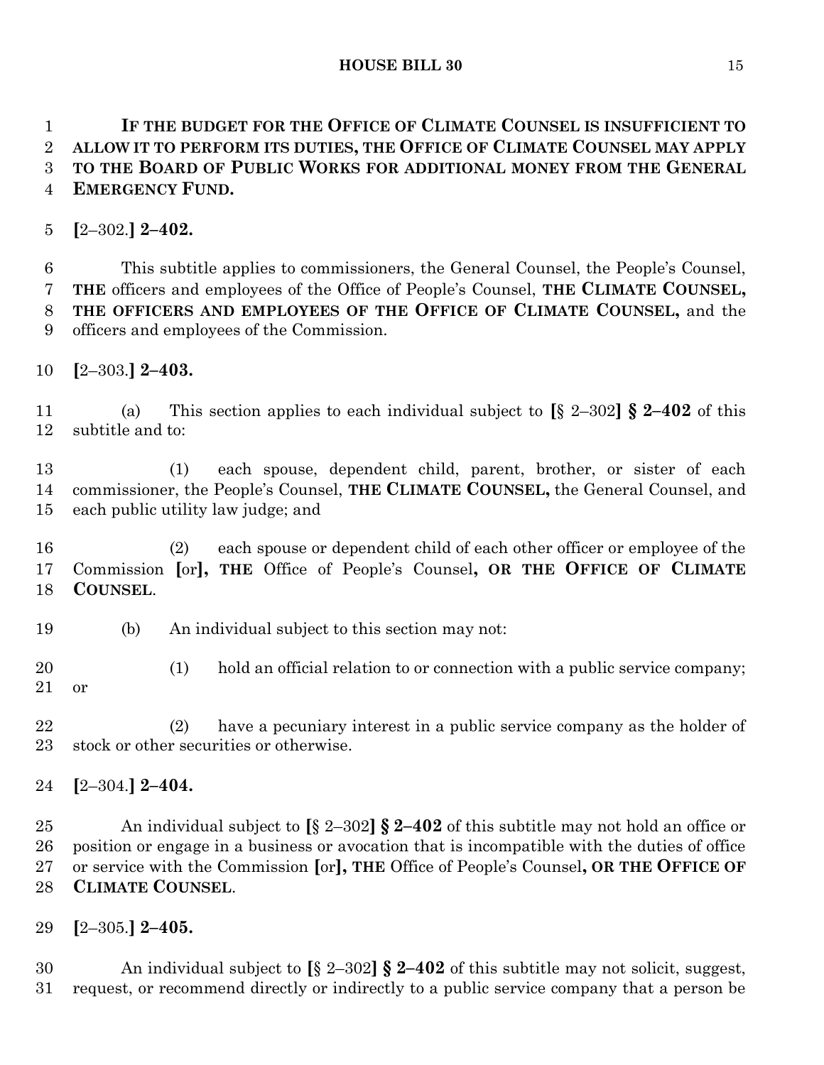**IF THE BUDGET FOR THE OFFICE OF CLIMATE COUNSEL IS INSUFFICIENT TO ALLOW IT TO PERFORM ITS DUTIES, THE OFFICE OF CLIMATE COUNSEL MAY APPLY TO THE BOARD OF PUBLIC WORKS FOR ADDITIONAL MONEY FROM THE GENERAL EMERGENCY FUND.**

**[**2–302.**] 2–402.**

This subtitle applies to commissioners, the General Counsel, the People's Counsel, **THE** officers and employees of the Office of People's Counsel, **THE CLIMATE COUNSEL, THE OFFICERS AND EMPLOYEES OF THE OFFICE OF CLIMATE COUNSEL,** and the officers and employees of the Commission.

**[**2–303.**] 2–403.**

(a) This section applies to each individual subject to **[**§ 2–302**] § 2–402** of this subtitle and to:

(1) each spouse, dependent child, parent, brother, or sister of each commissioner, the People's Counsel, **THE CLIMATE COUNSEL,** the General Counsel, and each public utility law judge; and

(2) each spouse or dependent child of each other officer or employee of the Commission **[**or**], THE** Office of People's Counsel**, OR THE OFFICE OF CLIMATE COUNSEL**.

(b) An individual subject to this section may not:

(1) hold an official relation to or connection with a public service company; or

(2) have a pecuniary interest in a public service company as the holder of stock or other securities or otherwise.

**[**2–304.**] 2–404.**

An individual subject to **[**§ 2–302**] § 2–402** of this subtitle may not hold an office or position or engage in a business or avocation that is incompatible with the duties of office or service with the Commission **[**or**], THE** Office of People's Counsel**, OR THE OFFICE OF CLIMATE COUNSEL**.

**[**2–305.**] 2–405.**

An individual subject to **[**§ 2–302**] § 2–402** of this subtitle may not solicit, suggest, request, or recommend directly or indirectly to a public service company that a person be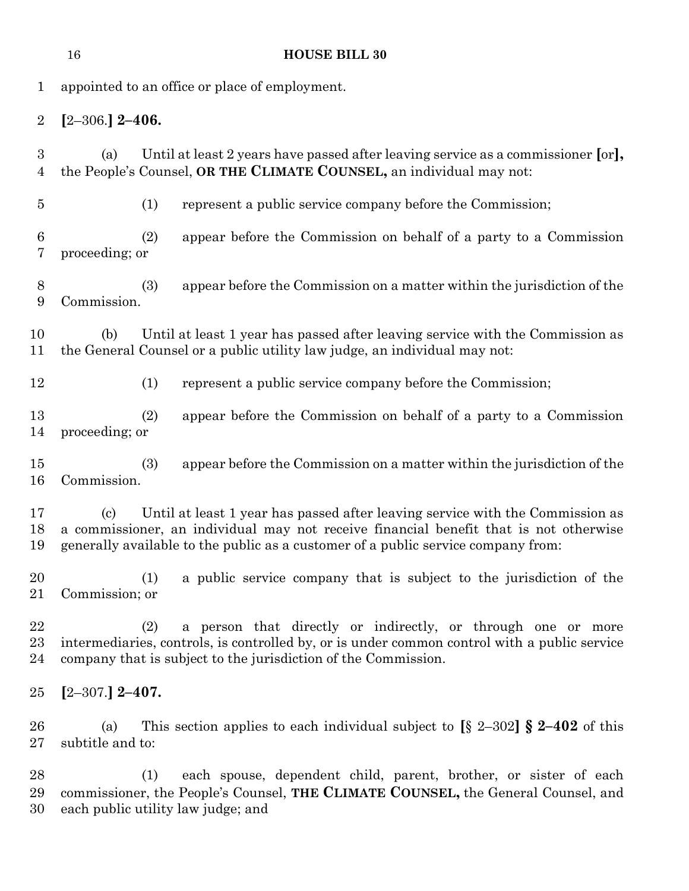appointed to an office or place of employment.

**[**2–306.**] 2–406.**

(a) Until at least 2 years have passed after leaving service as a commissioner **[**or**],** the People's Counsel, **OR THE CLIMATE COUNSEL,** an individual may not:

(1) represent a public service company before the Commission;

(2) appear before the Commission on behalf of a party to a Commission proceeding; or

(3) appear before the Commission on a matter within the jurisdiction of the Commission.

(b) Until at least 1 year has passed after leaving service with the Commission as the General Counsel or a public utility law judge, an individual may not:

(1) represent a public service company before the Commission;

(2) appear before the Commission on behalf of a party to a Commission proceeding; or

(3) appear before the Commission on a matter within the jurisdiction of the Commission.

(c) Until at least 1 year has passed after leaving service with the Commission as a commissioner, an individual may not receive financial benefit that is not otherwise generally available to the public as a customer of a public service company from:

(1) a public service company that is subject to the jurisdiction of the Commission; or

(2) a person that directly or indirectly, or through one or more intermediaries, controls, is controlled by, or is under common control with a public service company that is subject to the jurisdiction of the Commission.

**[**2–307.**] 2–407.**

(a) This section applies to each individual subject to **[**§ 2–302**] § 2–402** of this subtitle and to:

(1) each spouse, dependent child, parent, brother, or sister of each commissioner, the People's Counsel, **THE CLIMATE COUNSEL,** the General Counsel, and each public utility law judge; and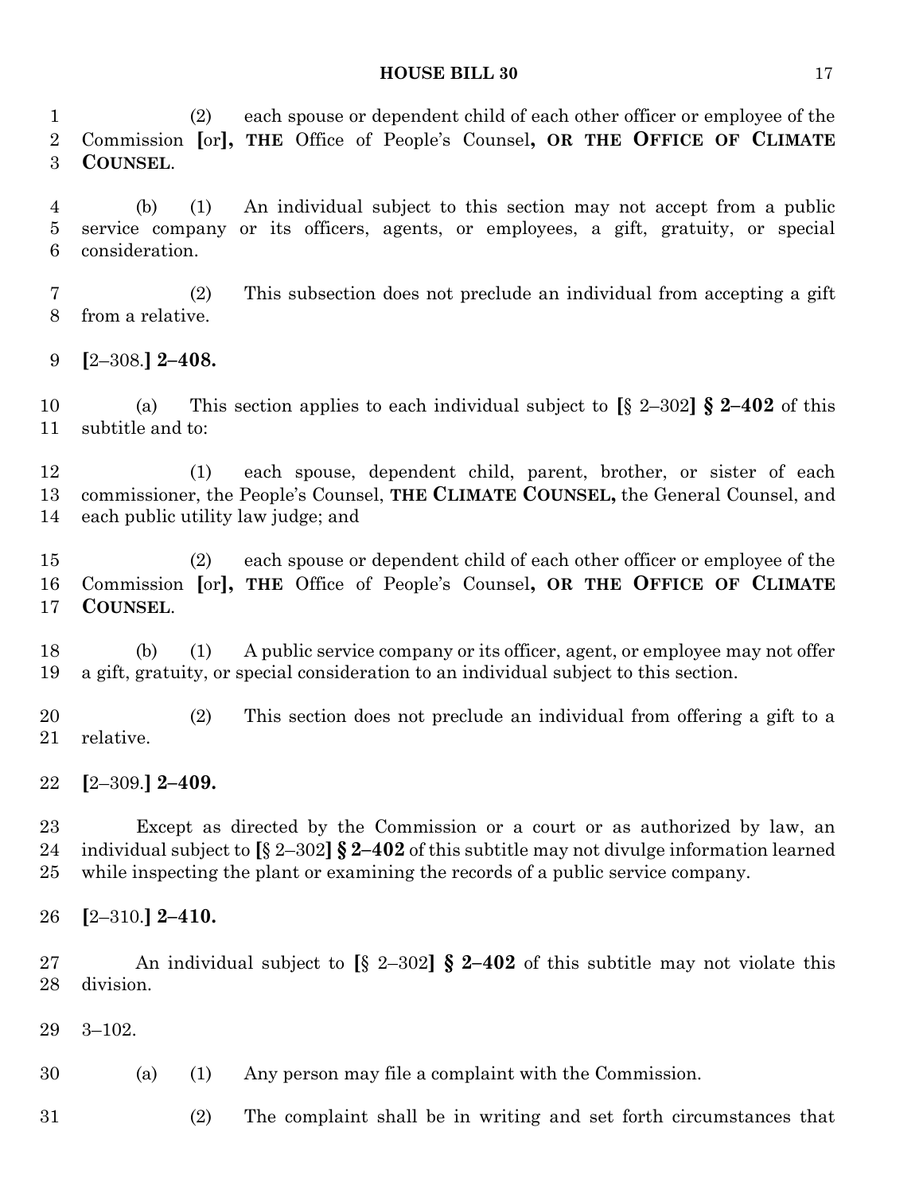(2) each spouse or dependent child of each other officer or employee of the Commission **[**or**], THE** Office of People's Counsel**, OR THE OFFICE OF CLIMATE COUNSEL**.

(b) (1) An individual subject to this section may not accept from a public service company or its officers, agents, or employees, a gift, gratuity, or special consideration.

(2) This subsection does not preclude an individual from accepting a gift from a relative.

**[**2–308.**] 2–408.**

(a) This section applies to each individual subject to **[**§ 2–302**] § 2–402** of this subtitle and to:

(1) each spouse, dependent child, parent, brother, or sister of each commissioner, the People's Counsel, **THE CLIMATE COUNSEL,** the General Counsel, and each public utility law judge; and

(2) each spouse or dependent child of each other officer or employee of the Commission **[**or**], THE** Office of People's Counsel**, OR THE OFFICE OF CLIMATE COUNSEL**.

(b) (1) A public service company or its officer, agent, or employee may not offer a gift, gratuity, or special consideration to an individual subject to this section.

(2) This section does not preclude an individual from offering a gift to a relative.

**[**2–309.**] 2–409.**

Except as directed by the Commission or a court or as authorized by law, an individual subject to **[**§ 2–302**] § 2–402** of this subtitle may not divulge information learned while inspecting the plant or examining the records of a public service company.

**[**2–310.**] 2–410.**

An individual subject to **[**§ 2–302**] § 2–402** of this subtitle may not violate this division.

3–102.

(a) (1) Any person may file a complaint with the Commission.

(2) The complaint shall be in writing and set forth circumstances that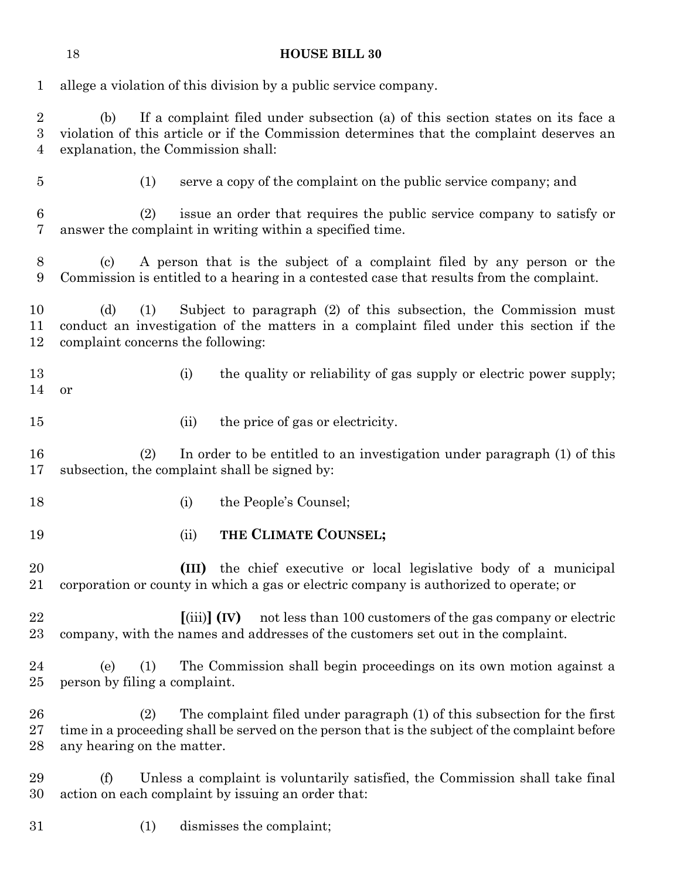allege a violation of this division by a public service company.

(b) If a complaint filed under subsection (a) of this section states on its face a violation of this article or if the Commission determines that the complaint deserves an explanation, the Commission shall:

(1) serve a copy of the complaint on the public service company; and

(2) issue an order that requires the public service company to satisfy or answer the complaint in writing within a specified time.

(c) A person that is the subject of a complaint filed by any person or the Commission is entitled to a hearing in a contested case that results from the complaint.

(d) (1) Subject to paragraph (2) of this subsection, the Commission must conduct an investigation of the matters in a complaint filed under this section if the complaint concerns the following:

(i) the quality or reliability of gas supply or electric power supply; or

(ii) the price of gas or electricity.

(2) In order to be entitled to an investigation under paragraph (1) of this subsection, the complaint shall be signed by:

(i) the People's Counsel;

(ii) **THE CLIMATE COUNSEL;**

**(III)** the chief executive or local legislative body of a municipal corporation or county in which a gas or electric company is authorized to operate; or

**[**(iii)**] (IV)** not less than 100 customers of the gas company or electric company, with the names and addresses of the customers set out in the complaint.

(e) (1) The Commission shall begin proceedings on its own motion against a person by filing a complaint.

(2) The complaint filed under paragraph (1) of this subsection for the first time in a proceeding shall be served on the person that is the subject of the complaint before any hearing on the matter.

(f) Unless a complaint is voluntarily satisfied, the Commission shall take final action on each complaint by issuing an order that:

(1) dismisses the complaint;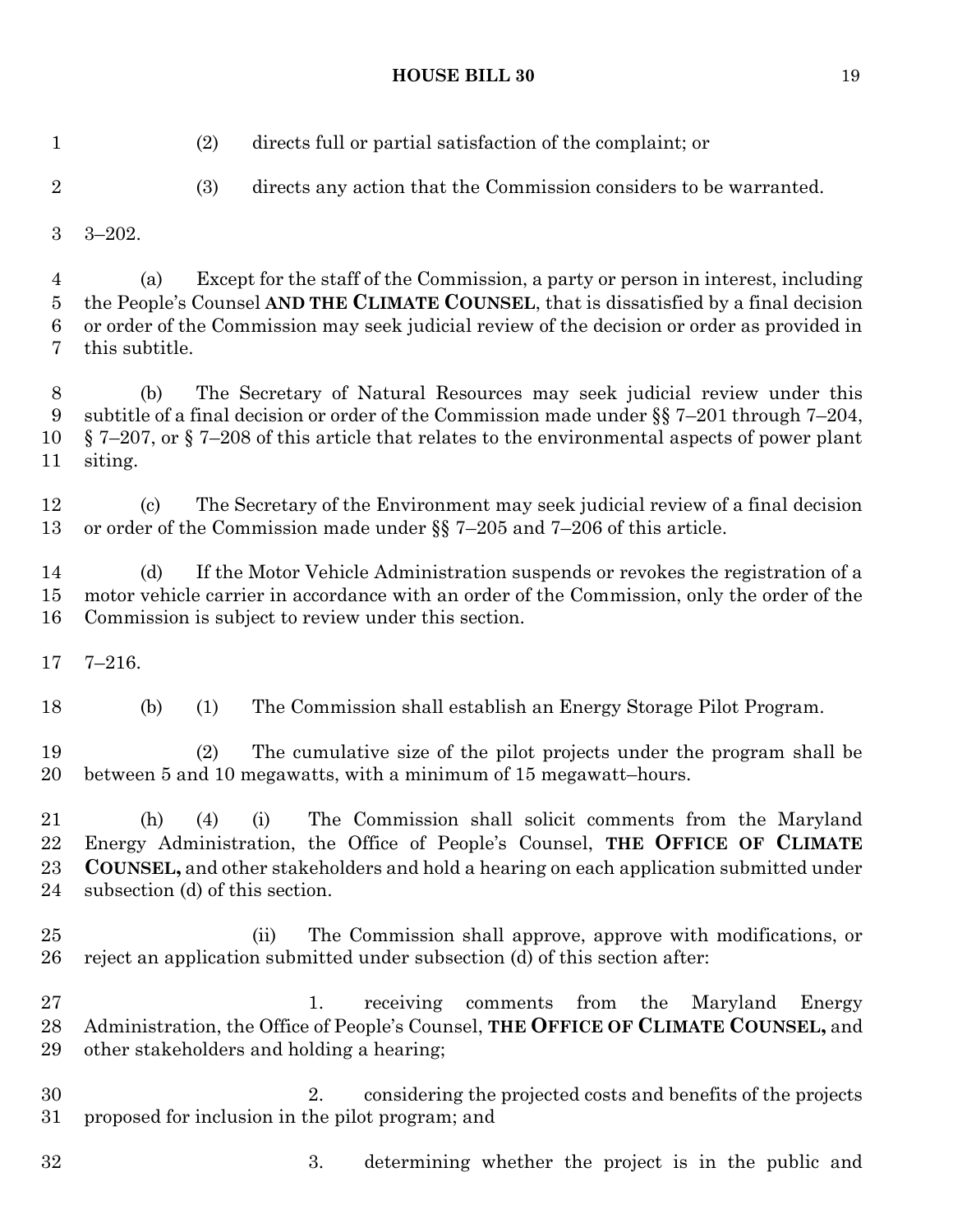(2) directs full or partial satisfaction of the complaint; or

(3) directs any action that the Commission considers to be warranted.

3–202.

(a) Except for the staff of the Commission, a party or person in interest, including the People's Counsel **AND THE CLIMATE COUNSEL**, that is dissatisfied by a final decision or order of the Commission may seek judicial review of the decision or order as provided in this subtitle.

(b) The Secretary of Natural Resources may seek judicial review under this subtitle of a final decision or order of the Commission made under §§ 7–201 through 7–204, § 7–207, or § 7–208 of this article that relates to the environmental aspects of power plant siting.

(c) The Secretary of the Environment may seek judicial review of a final decision or order of the Commission made under §§ 7–205 and 7–206 of this article.

(d) If the Motor Vehicle Administration suspends or revokes the registration of a motor vehicle carrier in accordance with an order of the Commission, only the order of the Commission is subject to review under this section.

7–216.

(b) (1) The Commission shall establish an Energy Storage Pilot Program.

(2) The cumulative size of the pilot projects under the program shall be between 5 and 10 megawatts, with a minimum of 15 megawatt–hours.

(h) (4) (i) The Commission shall solicit comments from the Maryland Energy Administration, the Office of People's Counsel, **THE OFFICE OF CLIMATE COUNSEL,** and other stakeholders and hold a hearing on each application submitted under subsection (d) of this section.

(ii) The Commission shall approve, approve with modifications, or reject an application submitted under subsection (d) of this section after:

1. receiving comments from the Maryland Energy Administration, the Office of People's Counsel, **THE OFFICE OF CLIMATE COUNSEL,** and other stakeholders and holding a hearing;

2. considering the projected costs and benefits of the projects proposed for inclusion in the pilot program; and

3. determining whether the project is in the public and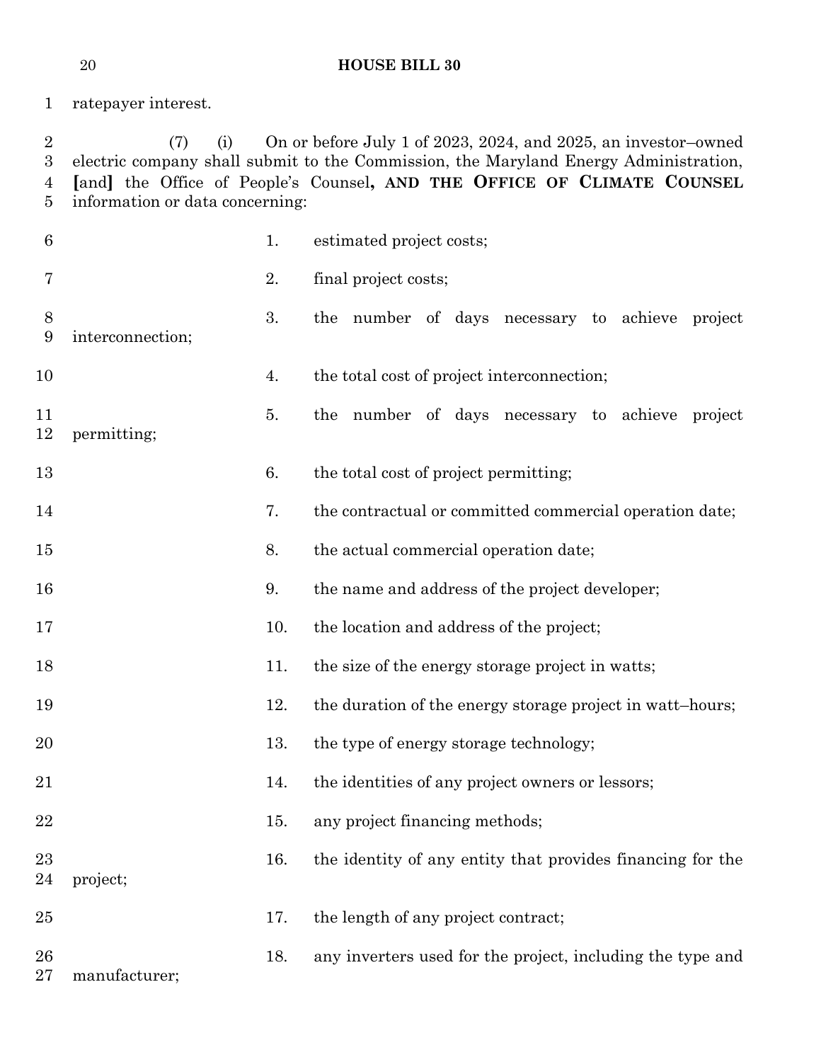ratepayer interest.

(7) (i) On or before July 1 of 2023, 2024, and 2025, an investor–owned electric company shall submit to the Commission, the Maryland Energy Administration, [and] the Office of People's Counsel**, AND THE OFFICE OF CLIMATE COUNSEL** information or data concerning:

1. estimated project costs;
2. final project costs;
3. the number of days necessary to achieve project interconnection;
4. the total cost of project interconnection;
5. the number of days necessary to achieve project permitting;
6. the total cost of project permitting;
7. the contractual or committed commercial operation date;
8. the actual commercial operation date;
9. the name and address of the project developer;
10. the location and address of the project;
11. the size of the energy storage project in watts;
12. the duration of the energy storage project in watt–hours;
13. the type of energy storage technology;
14. the identities of any project owners or lessors;
15. any project financing methods;
16. the identity of any entity that provides financing for the project;
17. the length of any project contract;
18. any inverters used for the project, including the type and manufacturer;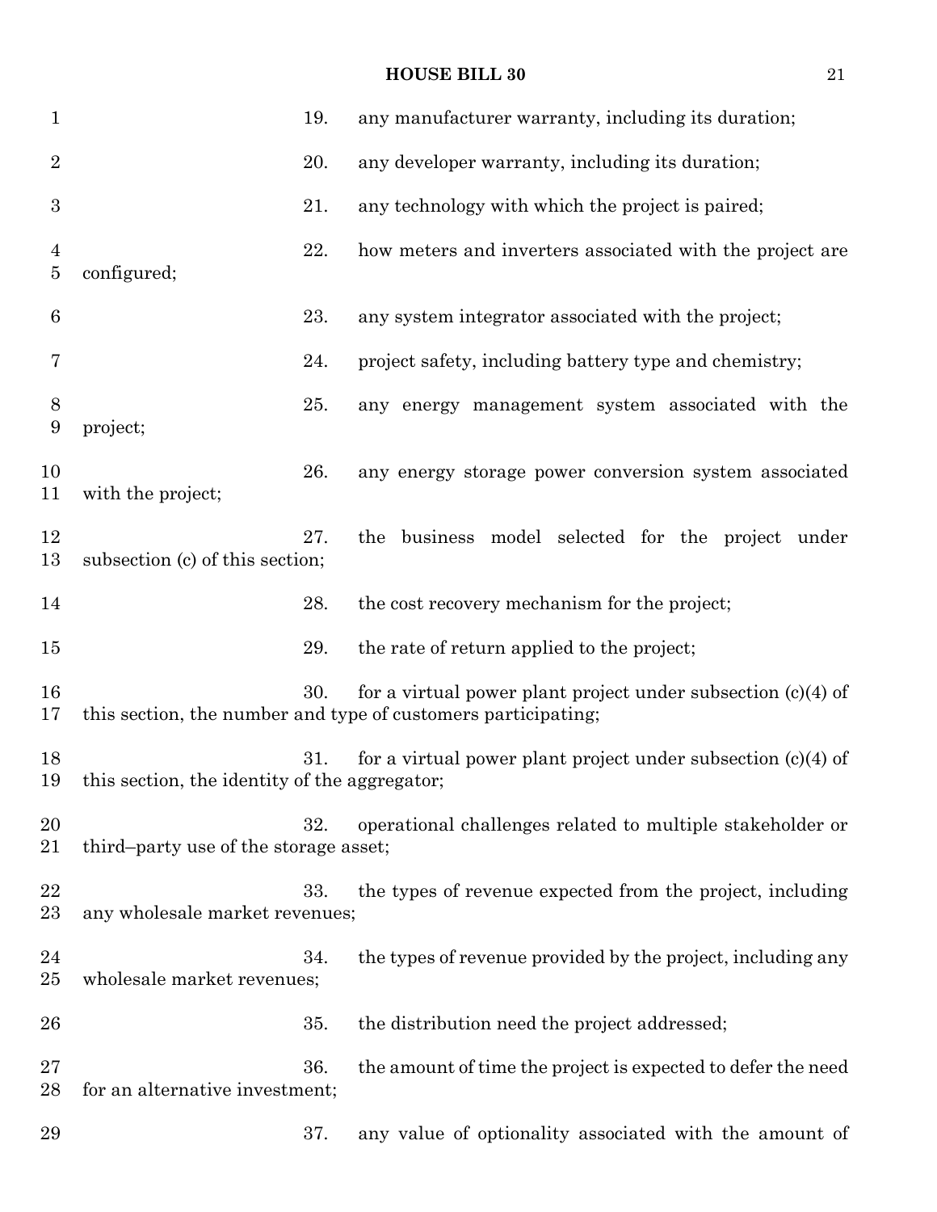19. any manufacturer warranty, including its duration;

20. any developer warranty, including its duration;

21. any technology with which the project is paired;

22. how meters and inverters associated with the project are configured;

23. any system integrator associated with the project;

24. project safety, including battery type and chemistry;

25. any energy management system associated with the project;

26. any energy storage power conversion system associated with the project;

27. the business model selected for the project under subsection (c) of this section;

28. the cost recovery mechanism for the project;

29. the rate of return applied to the project;

30. for a virtual power plant project under subsection (c)(4) of this section, the number and type of customers participating;

31. for a virtual power plant project under subsection (c)(4) of this section, the identity of the aggregator;

32. operational challenges related to multiple stakeholder or third–party use of the storage asset;

33. the types of revenue expected from the project, including any wholesale market revenues;

34. the types of revenue provided by the project, including any wholesale market revenues;

35. the distribution need the project addressed;

36. the amount of time the project is expected to defer the need for an alternative investment;

37. any value of optionality associated with the amount of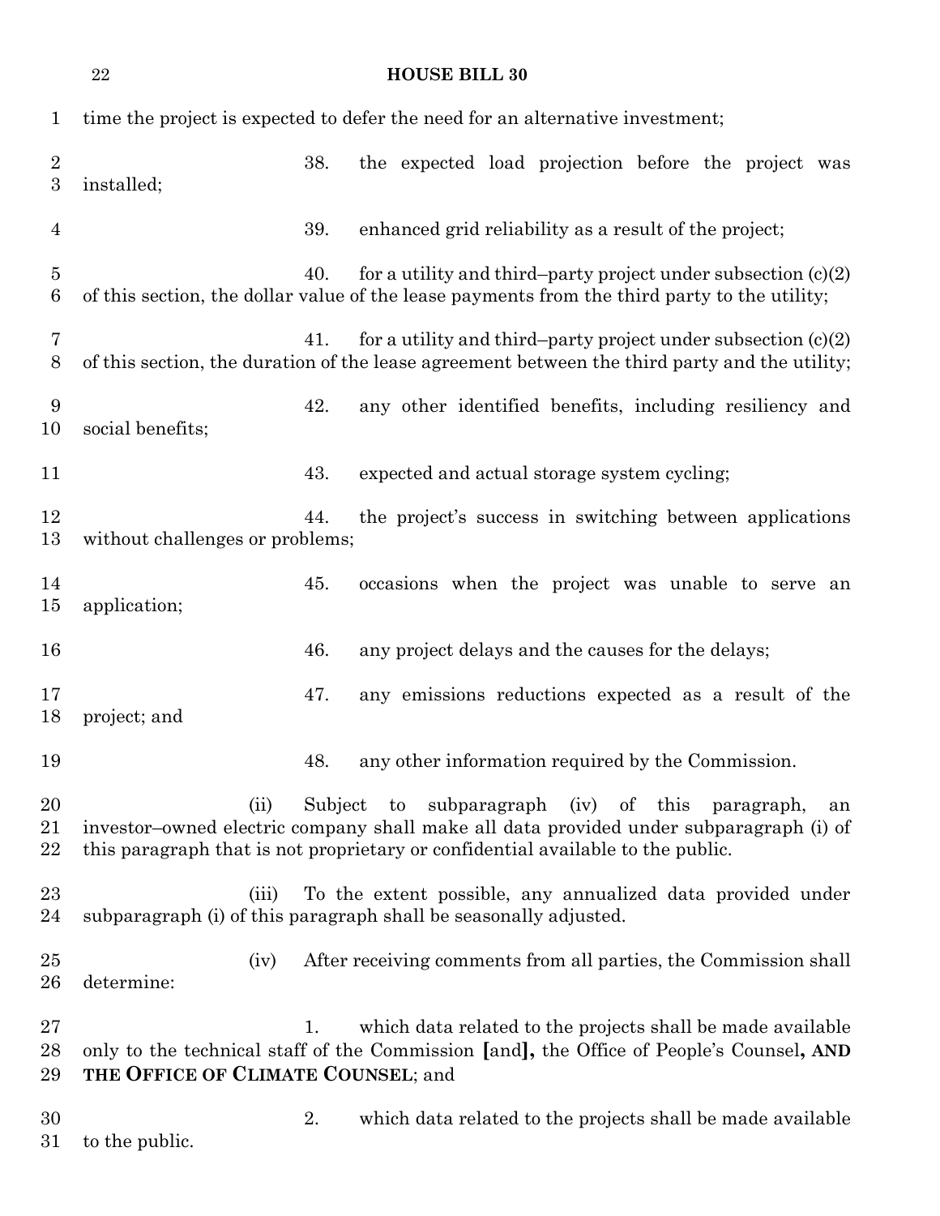time the project is expected to defer the need for an alternative investment;

38. the expected load projection before the project was installed;

39. enhanced grid reliability as a result of the project;

40. for a utility and third–party project under subsection (c)(2) of this section, the dollar value of the lease payments from the third party to the utility;

41. for a utility and third–party project under subsection (c)(2) of this section, the duration of the lease agreement between the third party and the utility;

42. any other identified benefits, including resiliency and social benefits;

43. expected and actual storage system cycling;

44. the project's success in switching between applications without challenges or problems;

45. occasions when the project was unable to serve an application;

46. any project delays and the causes for the delays;

47. any emissions reductions expected as a result of the project; and

48. any other information required by the Commission.

(ii) Subject to subparagraph (iv) of this paragraph, an investor–owned electric company shall make all data provided under subparagraph (i) of this paragraph that is not proprietary or confidential available to the public.

(iii) To the extent possible, any annualized data provided under subparagraph (i) of this paragraph shall be seasonally adjusted.

(iv) After receiving comments from all parties, the Commission shall determine:

1. which data related to the projects shall be made available only to the technical staff of the Commission **[**and**],** the Office of People's Counsel**, AND THE OFFICE OF CLIMATE COUNSEL**; and

2. which data related to the projects shall be made available to the public.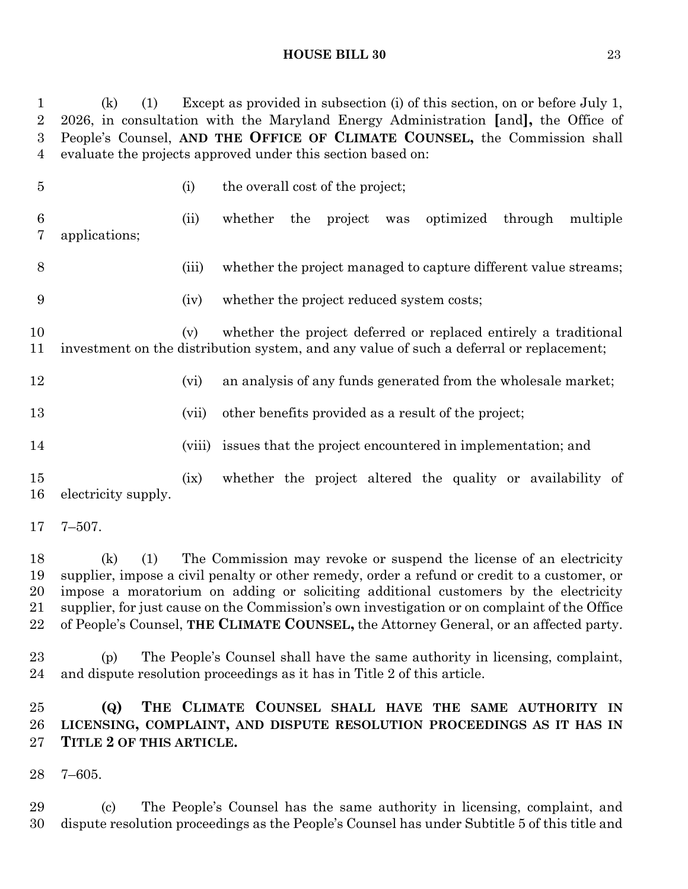(k) (1) Except as provided in subsection (i) of this section, on or before July 1, 2026, in consultation with the Maryland Energy Administration [and], the Office of People's Counsel, **AND THE OFFICE OF CLIMATE COUNSEL,** the Commission shall evaluate the projects approved under this section based on:

(i) the overall cost of the project;

(ii) whether the project was optimized through multiple applications;

(iii) whether the project managed to capture different value streams;

(iv) whether the project reduced system costs;

(v) whether the project deferred or replaced entirely a traditional investment on the distribution system, and any value of such a deferral or replacement;

(vi) an analysis of any funds generated from the wholesale market;

(vii) other benefits provided as a result of the project;

(viii) issues that the project encountered in implementation; and

(ix) whether the project altered the quality or availability of electricity supply.

7–507.

(k) (1) The Commission may revoke or suspend the license of an electricity supplier, impose a civil penalty or other remedy, order a refund or credit to a customer, or impose a moratorium on adding or soliciting additional customers by the electricity supplier, for just cause on the Commission's own investigation or on complaint of the Office of People's Counsel, **THE CLIMATE COUNSEL,** the Attorney General, or an affected party.

(p) The People's Counsel shall have the same authority in licensing, complaint, and dispute resolution proceedings as it has in Title 2 of this article.

**(Q) THE CLIMATE COUNSEL SHALL HAVE THE SAME AUTHORITY IN LICENSING, COMPLAINT, AND DISPUTE RESOLUTION PROCEEDINGS AS IT HAS IN TITLE 2 OF THIS ARTICLE.**

7–605.

(c) The People's Counsel has the same authority in licensing, complaint, and dispute resolution proceedings as the People's Counsel has under Subtitle 5 of this title and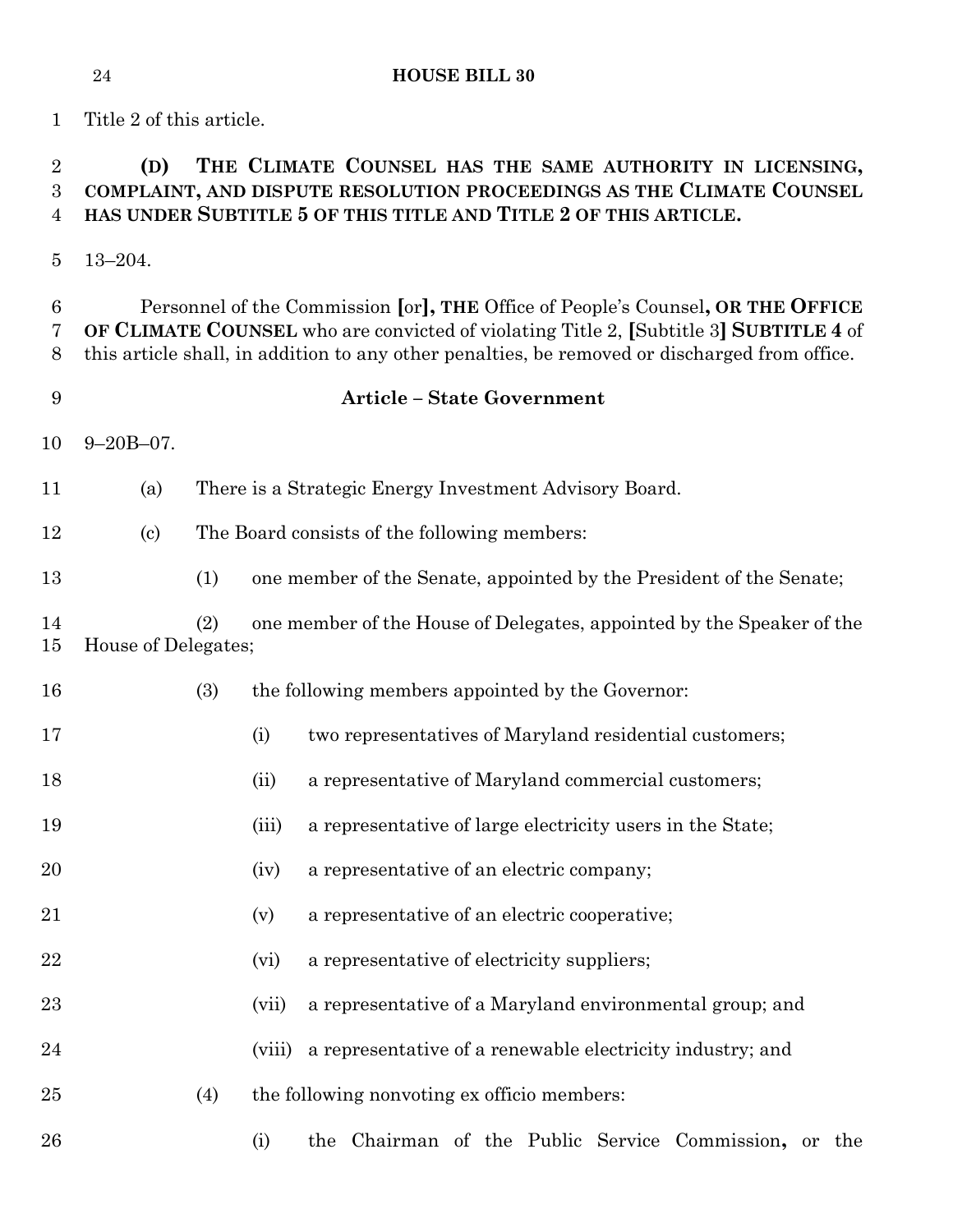Title 2 of this article.

**(D) THE CLIMATE COUNSEL HAS THE SAME AUTHORITY IN LICENSING, COMPLAINT, AND DISPUTE RESOLUTION PROCEEDINGS AS THE CLIMATE COUNSEL HAS UNDER SUBTITLE 5 OF THIS TITLE AND TITLE 2 OF THIS ARTICLE.**

13–204.

Personnel of the Commission [or]**, THE** Office of People's Counsel**, OR THE OFFICE OF CLIMATE COUNSEL** who are convicted of violating Title 2, [Subtitle 3] **SUBTITLE 4** of this article shall, in addition to any other penalties, be removed or discharged from office.

**Article – State Government**

9–20B–07.

(a) There is a Strategic Energy Investment Advisory Board.

(c) The Board consists of the following members:

(1) one member of the Senate, appointed by the President of the Senate;

(2) one member of the House of Delegates, appointed by the Speaker of the House of Delegates;

(3) the following members appointed by the Governor:

(i) two representatives of Maryland residential customers;

(ii) a representative of Maryland commercial customers;

(iii) a representative of large electricity users in the State;

(iv) a representative of an electric company;

(v) a representative of an electric cooperative;

(vi) a representative of electricity suppliers;

(vii) a representative of a Maryland environmental group; and

(viii) a representative of a renewable electricity industry; and

(4) the following nonvoting ex officio members:

(i) the Chairman of the Public Service Commission**,** or the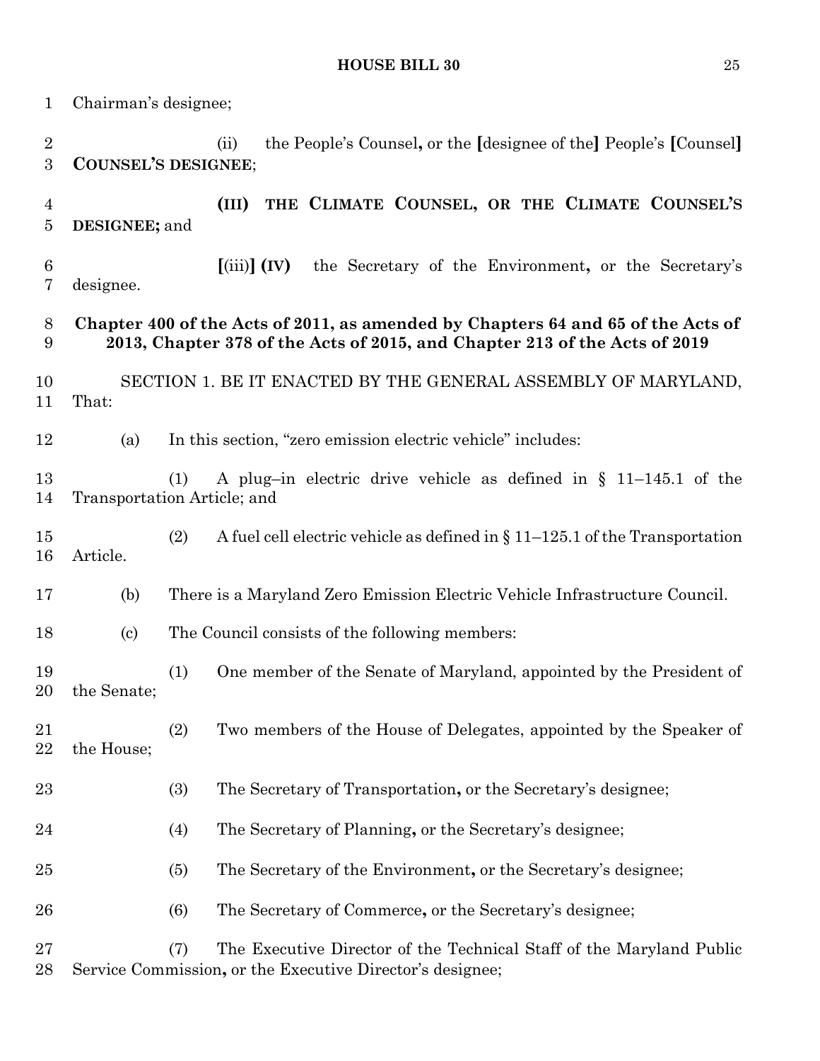Chairman's designee;

(ii) the People's Counsel**,** or the **[**designee of the**]** People's **[**Counsel**]** **COUNSEL'S DESIGNEE**;

**(III) THE CLIMATE COUNSEL, OR THE CLIMATE COUNSEL'S DESIGNEE;** and

**[**(iii)**] (IV)** the Secretary of the Environment**,** or the Secretary's designee.

**Chapter 400 of the Acts of 2011, as amended by Chapters 64 and 65 of the Acts of 2013, Chapter 378 of the Acts of 2015, and Chapter 213 of the Acts of 2019**

SECTION 1. BE IT ENACTED BY THE GENERAL ASSEMBLY OF MARYLAND, That:

(a) In this section, "zero emission electric vehicle" includes:

(1) A plug–in electric drive vehicle as defined in § 11–145.1 of the Transportation Article; and

(2) A fuel cell electric vehicle as defined in § 11–125.1 of the Transportation Article.

(b) There is a Maryland Zero Emission Electric Vehicle Infrastructure Council.

(c) The Council consists of the following members:

(1) One member of the Senate of Maryland, appointed by the President of the Senate;

(2) Two members of the House of Delegates, appointed by the Speaker of the House;

(3) The Secretary of Transportation**,** or the Secretary's designee;

(4) The Secretary of Planning**,** or the Secretary's designee;

(5) The Secretary of the Environment**,** or the Secretary's designee;

(6) The Secretary of Commerce**,** or the Secretary's designee;

(7) The Executive Director of the Technical Staff of the Maryland Public Service Commission**,** or the Executive Director's designee;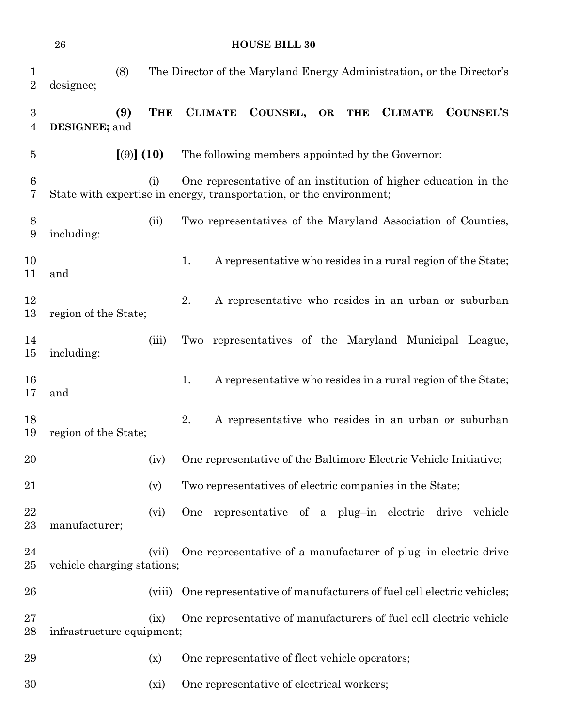(8) The Director of the Maryland Energy Administration**,** or the Director's designee;

**(9) THE CLIMATE COUNSEL, OR THE CLIMATE COUNSEL'S DESIGNEE;** and

**[**(9)**] (10)** The following members appointed by the Governor:

(i) One representative of an institution of higher education in the State with expertise in energy, transportation, or the environment;

(ii) Two representatives of the Maryland Association of Counties, including:

1. A representative who resides in a rural region of the State; and

2. A representative who resides in an urban or suburban region of the State;

(iii) Two representatives of the Maryland Municipal League, including:

1. A representative who resides in a rural region of the State; and

2. A representative who resides in an urban or suburban region of the State;

(iv) One representative of the Baltimore Electric Vehicle Initiative;

(v) Two representatives of electric companies in the State;

(vi) One representative of a plug–in electric drive vehicle manufacturer;

(vii) One representative of a manufacturer of plug–in electric drive vehicle charging stations;

(viii) One representative of manufacturers of fuel cell electric vehicles;

(ix) One representative of manufacturers of fuel cell electric vehicle infrastructure equipment;

(x) One representative of fleet vehicle operators;

(xi) One representative of electrical workers;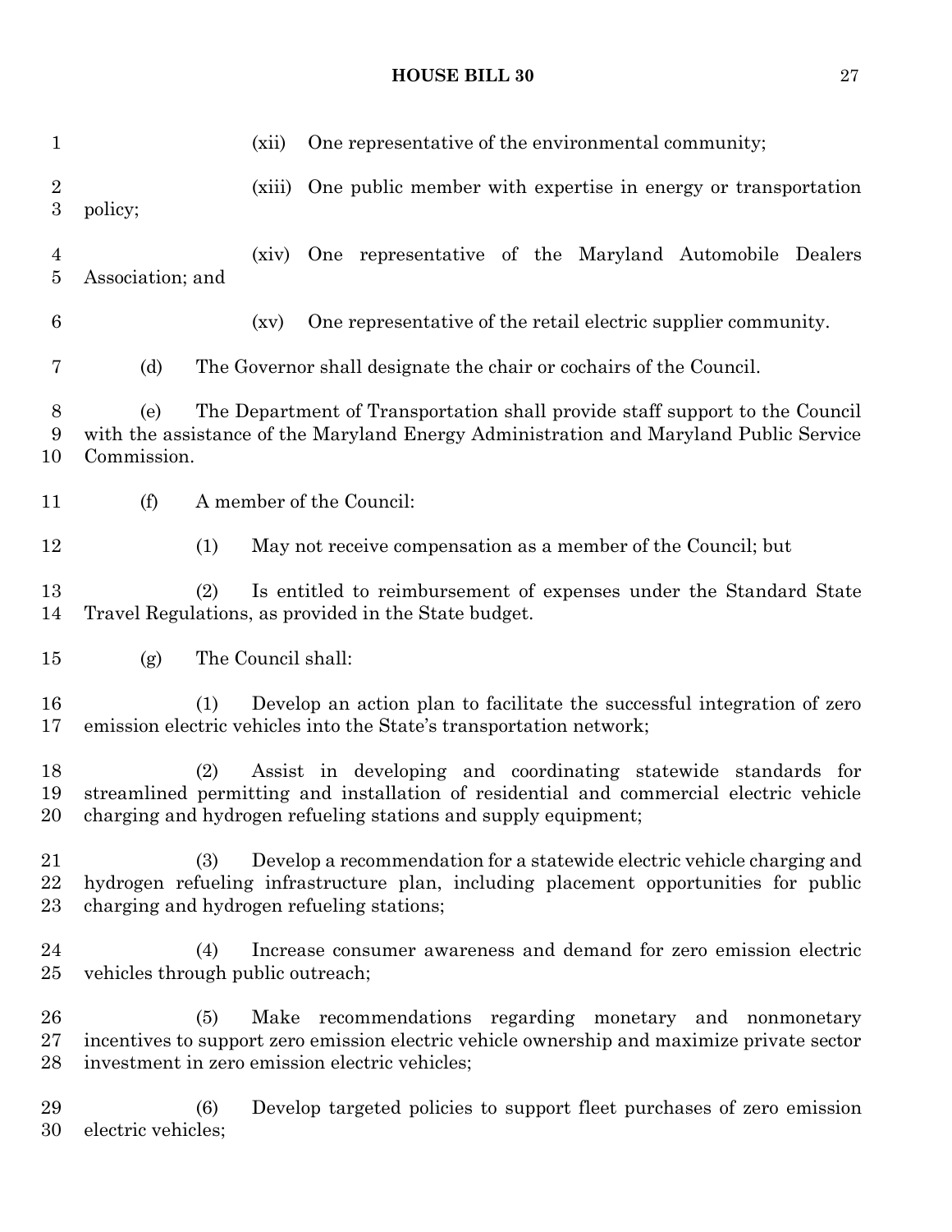(xii) One representative of the environmental community;

(xiii) One public member with expertise in energy or transportation policy;

(xiv) One representative of the Maryland Automobile Dealers Association; and

(xv) One representative of the retail electric supplier community.

(d) The Governor shall designate the chair or cochairs of the Council.

(e) The Department of Transportation shall provide staff support to the Council with the assistance of the Maryland Energy Administration and Maryland Public Service Commission.

(f) A member of the Council:

(1) May not receive compensation as a member of the Council; but

(2) Is entitled to reimbursement of expenses under the Standard State Travel Regulations, as provided in the State budget.

(g) The Council shall:

(1) Develop an action plan to facilitate the successful integration of zero emission electric vehicles into the State's transportation network;

(2) Assist in developing and coordinating statewide standards for streamlined permitting and installation of residential and commercial electric vehicle charging and hydrogen refueling stations and supply equipment;

(3) Develop a recommendation for a statewide electric vehicle charging and hydrogen refueling infrastructure plan, including placement opportunities for public charging and hydrogen refueling stations;

(4) Increase consumer awareness and demand for zero emission electric vehicles through public outreach;

(5) Make recommendations regarding monetary and nonmonetary incentives to support zero emission electric vehicle ownership and maximize private sector investment in zero emission electric vehicles;

(6) Develop targeted policies to support fleet purchases of zero emission electric vehicles;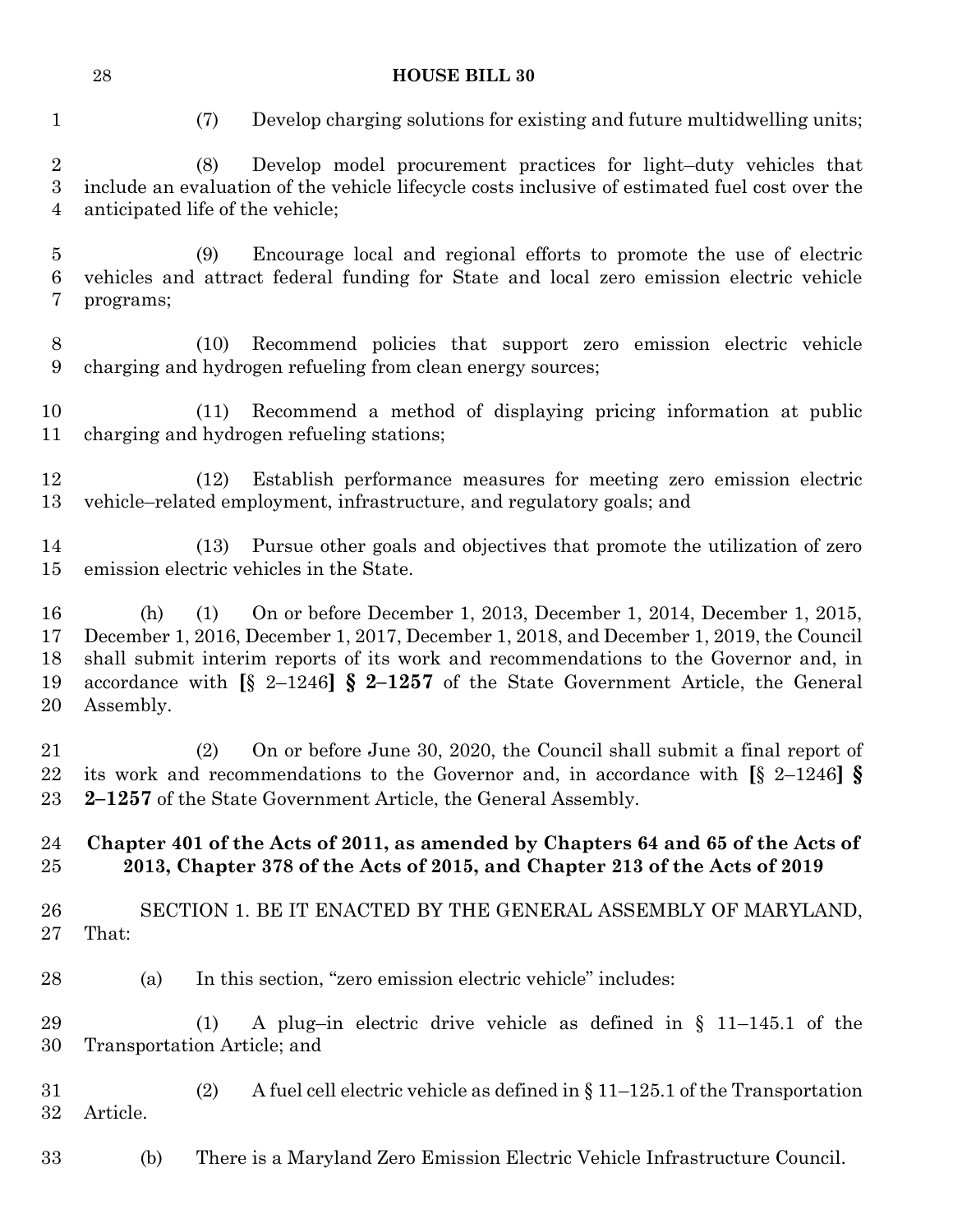(7) Develop charging solutions for existing and future multidwelling units;

(8) Develop model procurement practices for light–duty vehicles that include an evaluation of the vehicle lifecycle costs inclusive of estimated fuel cost over the anticipated life of the vehicle;

(9) Encourage local and regional efforts to promote the use of electric vehicles and attract federal funding for State and local zero emission electric vehicle programs;

(10) Recommend policies that support zero emission electric vehicle charging and hydrogen refueling from clean energy sources;

(11) Recommend a method of displaying pricing information at public charging and hydrogen refueling stations;

(12) Establish performance measures for meeting zero emission electric vehicle–related employment, infrastructure, and regulatory goals; and

(13) Pursue other goals and objectives that promote the utilization of zero emission electric vehicles in the State.

(h) (1) On or before December 1, 2013, December 1, 2014, December 1, 2015, December 1, 2016, December 1, 2017, December 1, 2018, and December 1, 2019, the Council shall submit interim reports of its work and recommendations to the Governor and, in accordance with **[**§ 2–1246**]** **§ 2–1257** of the State Government Article, the General Assembly.

(2) On or before June 30, 2020, the Council shall submit a final report of its work and recommendations to the Governor and, in accordance with **[**§ 2–1246**]** **§ 2–1257** of the State Government Article, the General Assembly.

**Chapter 401 of the Acts of 2011, as amended by Chapters 64 and 65 of the Acts of 2013, Chapter 378 of the Acts of 2015, and Chapter 213 of the Acts of 2019**

SECTION 1. BE IT ENACTED BY THE GENERAL ASSEMBLY OF MARYLAND, That:

(a) In this section, "zero emission electric vehicle" includes:

(1) A plug–in electric drive vehicle as defined in § 11–145.1 of the Transportation Article; and

(2) A fuel cell electric vehicle as defined in § 11–125.1 of the Transportation Article.

(b) There is a Maryland Zero Emission Electric Vehicle Infrastructure Council.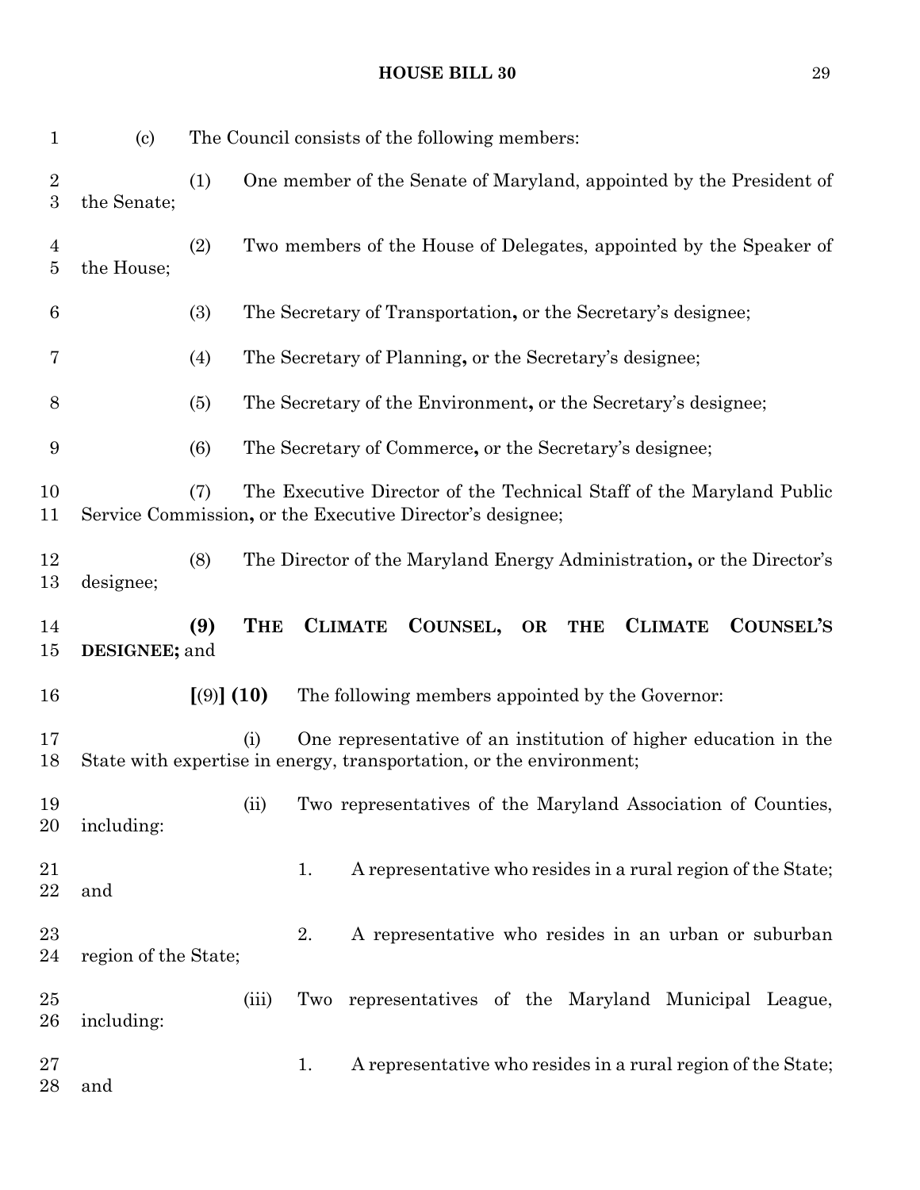(c) The Council consists of the following members:

(1) One member of the Senate of Maryland, appointed by the President of the Senate;

(2) Two members of the House of Delegates, appointed by the Speaker of the House;

(3) The Secretary of Transportation**,** or the Secretary's designee;

(4) The Secretary of Planning**,** or the Secretary's designee;

(5) The Secretary of the Environment**,** or the Secretary's designee;

(6) The Secretary of Commerce**,** or the Secretary's designee;

(7) The Executive Director of the Technical Staff of the Maryland Public Service Commission**,** or the Executive Director's designee;

(8) The Director of the Maryland Energy Administration**,** or the Director's designee;

**(9) THE CLIMATE COUNSEL, OR THE CLIMATE COUNSEL'S DESIGNEE;** and

**[**(9)**] (10)** The following members appointed by the Governor:

(i) One representative of an institution of higher education in the State with expertise in energy, transportation, or the environment;

(ii) Two representatives of the Maryland Association of Counties, including:

1. A representative who resides in a rural region of the State; and

2. A representative who resides in an urban or suburban region of the State;

(iii) Two representatives of the Maryland Municipal League, including:

1. A representative who resides in a rural region of the State; and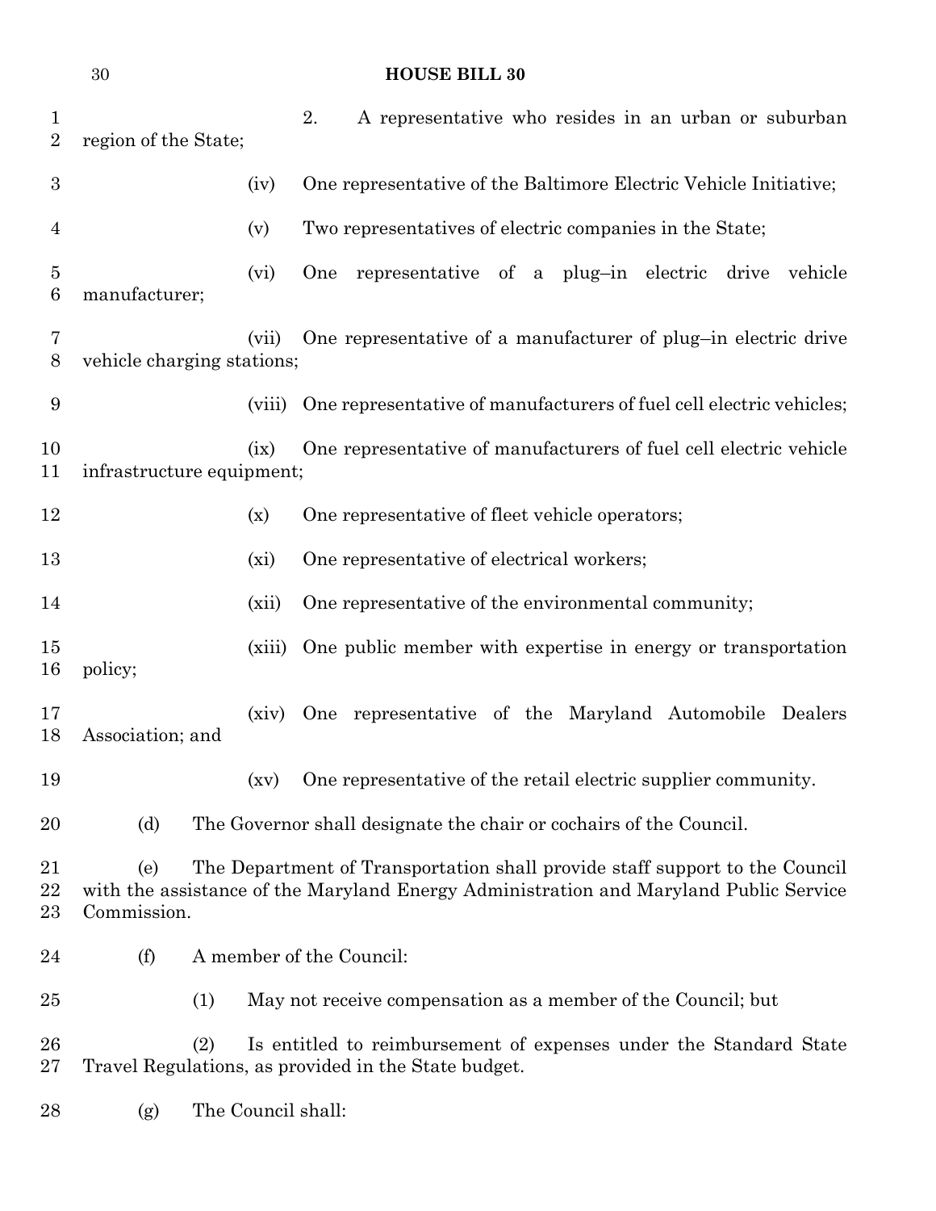2. A representative who resides in an urban or suburban region of the State;

(iv) One representative of the Baltimore Electric Vehicle Initiative;

(v) Two representatives of electric companies in the State;

(vi) One representative of a plug–in electric drive vehicle manufacturer;

(vii) One representative of a manufacturer of plug–in electric drive vehicle charging stations;

(viii) One representative of manufacturers of fuel cell electric vehicles;

(ix) One representative of manufacturers of fuel cell electric vehicle infrastructure equipment;

(x) One representative of fleet vehicle operators;

(xi) One representative of electrical workers;

(xii) One representative of the environmental community;

(xiii) One public member with expertise in energy or transportation policy;

(xiv) One representative of the Maryland Automobile Dealers Association; and

(xv) One representative of the retail electric supplier community.

(d) The Governor shall designate the chair or cochairs of the Council.

(e) The Department of Transportation shall provide staff support to the Council with the assistance of the Maryland Energy Administration and Maryland Public Service Commission.

(f) A member of the Council:

(1) May not receive compensation as a member of the Council; but

(2) Is entitled to reimbursement of expenses under the Standard State Travel Regulations, as provided in the State budget.

(g) The Council shall: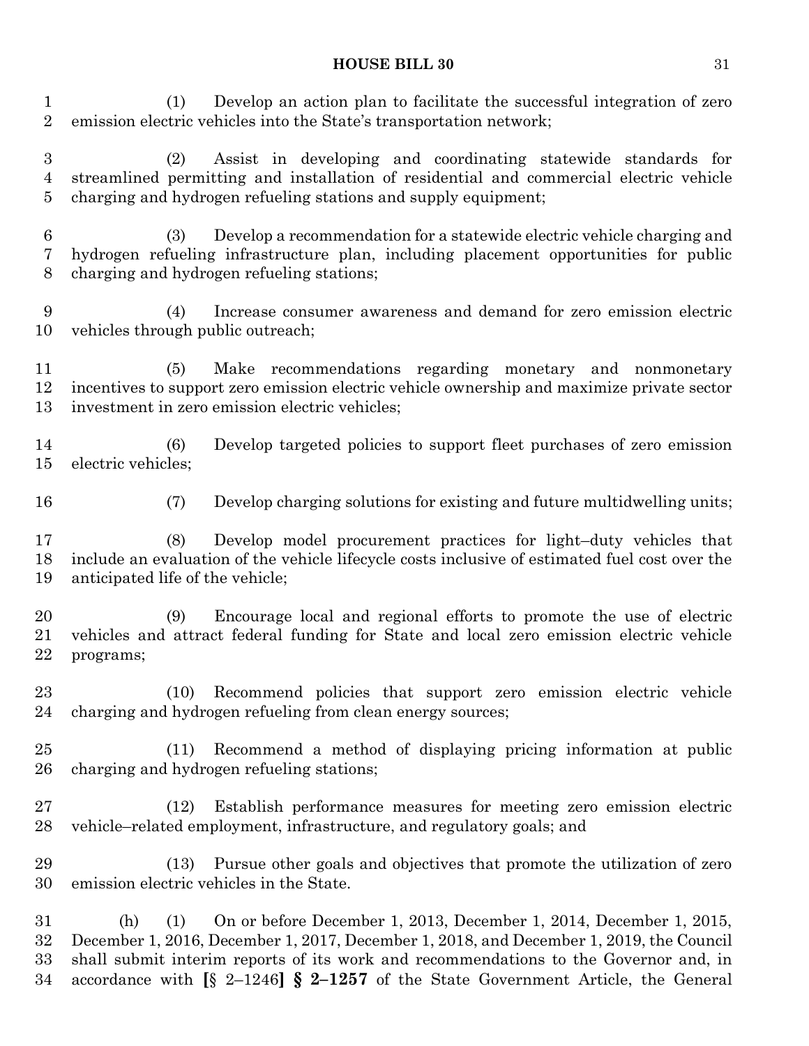(1) Develop an action plan to facilitate the successful integration of zero emission electric vehicles into the State's transportation network;

(2) Assist in developing and coordinating statewide standards for streamlined permitting and installation of residential and commercial electric vehicle charging and hydrogen refueling stations and supply equipment;

(3) Develop a recommendation for a statewide electric vehicle charging and hydrogen refueling infrastructure plan, including placement opportunities for public charging and hydrogen refueling stations;

(4) Increase consumer awareness and demand for zero emission electric vehicles through public outreach;

(5) Make recommendations regarding monetary and nonmonetary incentives to support zero emission electric vehicle ownership and maximize private sector investment in zero emission electric vehicles;

(6) Develop targeted policies to support fleet purchases of zero emission electric vehicles;

(7) Develop charging solutions for existing and future multidwelling units;

(8) Develop model procurement practices for light–duty vehicles that include an evaluation of the vehicle lifecycle costs inclusive of estimated fuel cost over the anticipated life of the vehicle;

(9) Encourage local and regional efforts to promote the use of electric vehicles and attract federal funding for State and local zero emission electric vehicle programs;

(10) Recommend policies that support zero emission electric vehicle charging and hydrogen refueling from clean energy sources;

(11) Recommend a method of displaying pricing information at public charging and hydrogen refueling stations;

(12) Establish performance measures for meeting zero emission electric vehicle–related employment, infrastructure, and regulatory goals; and

(13) Pursue other goals and objectives that promote the utilization of zero emission electric vehicles in the State.

(h) (1) On or before December 1, 2013, December 1, 2014, December 1, 2015, December 1, 2016, December 1, 2017, December 1, 2018, and December 1, 2019, the Council shall submit interim reports of its work and recommendations to the Governor and, in accordance with **[**§ 2–1246**]** **§ 2–1257** of the State Government Article, the General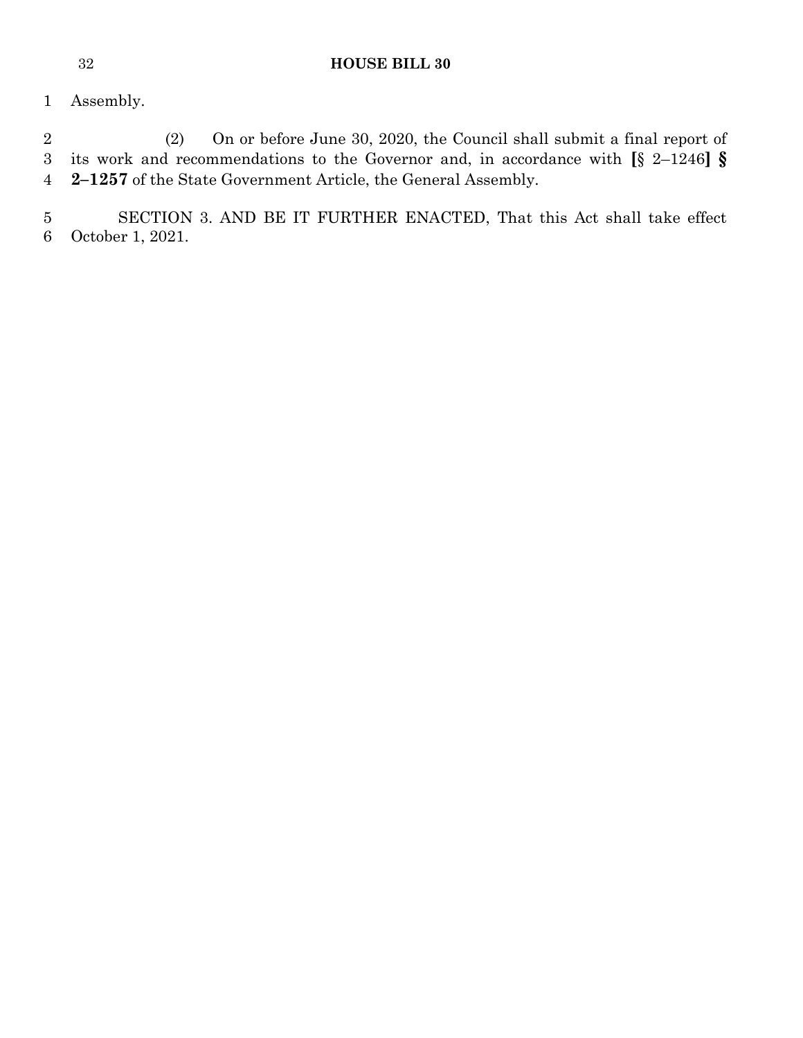Assembly.

(2) On or before June 30, 2020, the Council shall submit a final report of its work and recommendations to the Governor and, in accordance with [§ 2–1246] **§ 2–1257** of the State Government Article, the General Assembly.

SECTION 3. AND BE IT FURTHER ENACTED, That this Act shall take effect October 1, 2021.